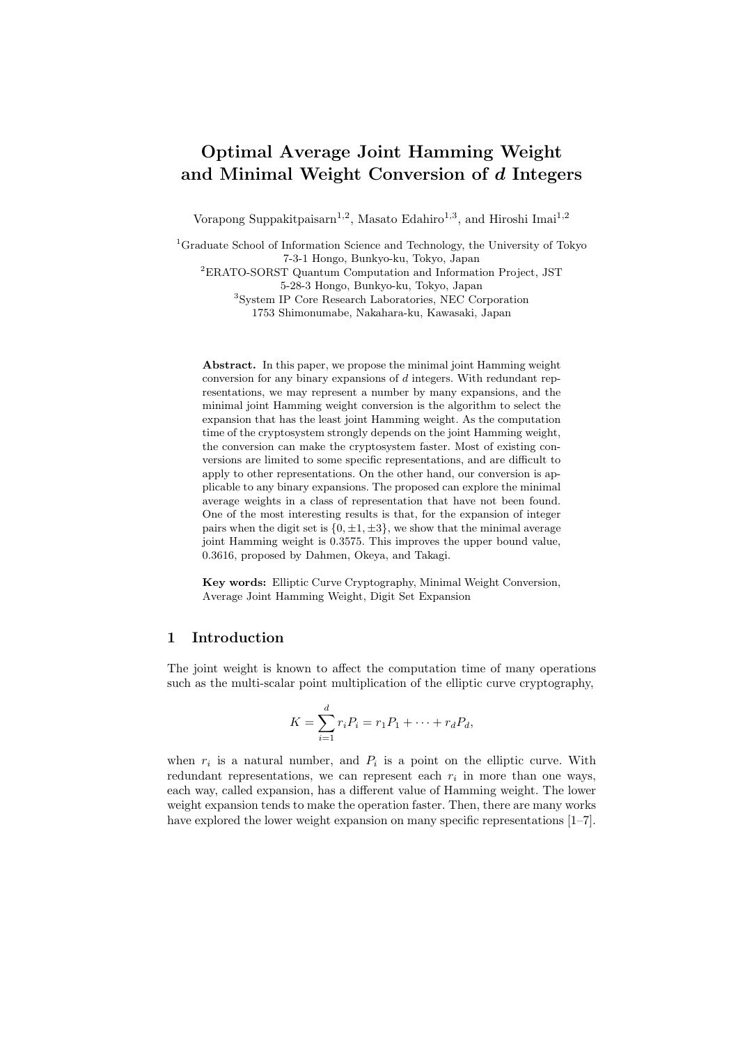# Optimal Average Joint Hamming Weight and Minimal Weight Conversion of $d$ Integers

Vorapong Suppakitpaisarn[1,2], Masato Edahiro[1,3], and Hiroshi Imai[1,2]

[1]Graduate School of Information Science and Technology, the University of Tokyo
7-3-1 Hongo, Bunkyo-ku, Tokyo, Japan
[2]ERATO-SORST Quantum Computation and Information Project, JST
5-28-3 Hongo, Bunkyo-ku, Tokyo, Japan
[3]System IP Core Research Laboratories, NEC Corporation
1753 Shimonumabe, Nakahara-ku, Kawasaki, Japan

**Abstract.** In this paper, we propose the minimal joint Hamming weight conversion for any binary expansions of $d$ integers. With redundant representations, we may represent a number by many expansions, and the minimal joint Hamming weight conversion is the algorithm to select the expansion that has the least joint Hamming weight. As the computation time of the cryptosystem strongly depends on the joint Hamming weight, the conversion can make the cryptosystem faster. Most of existing conversions are limited to some specific representations, and are difficult to apply to other representations. On the other hand, our conversion is applicable to any binary expansions. The proposed can explore the minimal average weights in a class of representation that have not been found. One of the most interesting results is that, for the expansion of integer pairs when the digit set is $\{0, \pm 1, \pm 3\}$, we show that the minimal average joint Hamming weight is 0.3575. This improves the upper bound value, 0.3616, proposed by Dahmen, Okeya, and Takagi.

**Key words:** Elliptic Curve Cryptography, Minimal Weight Conversion, Average Joint Hamming Weight, Digit Set Expansion

## 1 Introduction

The joint weight is known to affect the computation time of many operations such as the multi-scalar point multiplication of the elliptic curve cryptography,

$$K = \sum_{i=1}^{d} r_i P_i = r_1 P_1 + \cdots + r_d P_d,$$

when $r_i$ is a natural number, and $P_i$ is a point on the elliptic curve. With redundant representations, we can represent each $r_i$ in more than one ways, each way, called expansion, has a different value of Hamming weight. The lower weight expansion tends to make the operation faster. Then, there are many works have explored the lower weight expansion on many specific representations [1–7].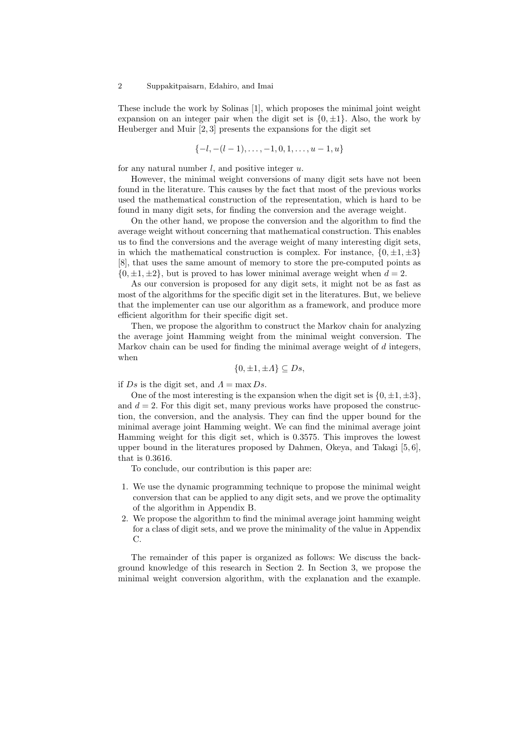These include the work by Solinas [1], which proposes the minimal joint weight expansion on an integer pair when the digit set is $\{0, \pm 1\}$. Also, the work by Heuberger and Muir [2, 3] presents the expansions for the digit set

$$\{-l, -(l-1), \ldots, -1, 0, 1, \ldots, u-1, u\}$$

for any natural number $l$, and positive integer $u$.

However, the minimal weight conversions of many digit sets have not been found in the literature. This causes by the fact that most of the previous works used the mathematical construction of the representation, which is hard to be found in many digit sets, for finding the conversion and the average weight.

On the other hand, we propose the conversion and the algorithm to find the average weight without concerning that mathematical construction. This enables us to find the conversions and the average weight of many interesting digit sets, in which the mathematical construction is complex. For instance, $\{0, \pm 1, \pm 3\}$ [8], that uses the same amount of memory to store the pre-computed points as $\{0, \pm 1, \pm 2\}$, but is proved to has lower minimal average weight when $d = 2$.

As our conversion is proposed for any digit sets, it might not be as fast as most of the algorithms for the specific digit set in the literatures. But, we believe that the implementer can use our algorithm as a framework, and produce more efficient algorithm for their specific digit set.

Then, we propose the algorithm to construct the Markov chain for analyzing the average joint Hamming weight from the minimal weight conversion. The Markov chain can be used for finding the minimal average weight of $d$ integers, when

$$\{0, \pm 1, \pm \Lambda\} \subseteq Ds,$$

if $Ds$ is the digit set, and $\Lambda = \max Ds$.

One of the most interesting is the expansion when the digit set is $\{0, \pm 1, \pm 3\}$, and $d = 2$. For this digit set, many previous works have proposed the construction, the conversion, and the analysis. They can find the upper bound for the minimal average joint Hamming weight. We can find the minimal average joint Hamming weight for this digit set, which is 0.3575. This improves the lowest upper bound in the literatures proposed by Dahmen, Okeya, and Takagi [5, 6], that is 0.3616.

To conclude, our contribution is this paper are:

1. We use the dynamic programming technique to propose the minimal weight conversion that can be applied to any digit sets, and we prove the optimality of the algorithm in Appendix B.
2. We propose the algorithm to find the minimal average joint hamming weight for a class of digit sets, and we prove the minimality of the value in Appendix C.

The remainder of this paper is organized as follows: We discuss the background knowledge of this research in Section 2. In Section 3, we propose the minimal weight conversion algorithm, with the explanation and the example.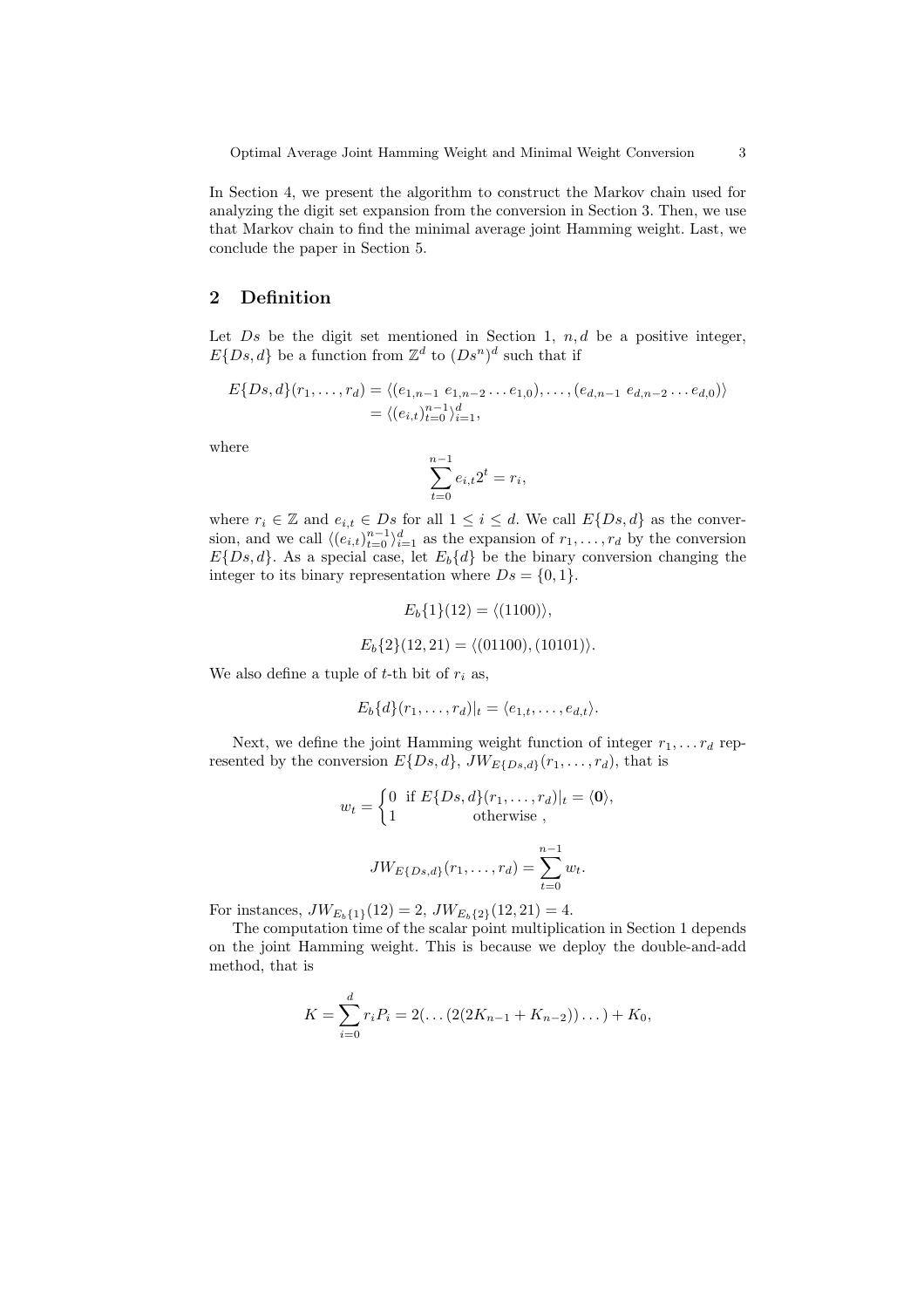In Section 4, we present the algorithm to construct the Markov chain used for analyzing the digit set expansion from the conversion in Section 3. Then, we use that Markov chain to find the minimal average joint Hamming weight. Last, we conclude the paper in Section 5.

## 2 Definition

Let $Ds$ be the digit set mentioned in Section 1, $n, d$ be a positive integer, $E\{Ds, d\}$ be a function from $\mathbb{Z}^d$ to $(Ds^n)^d$ such that if

$$
\begin{aligned}
E\{Ds, d\}(r_1, \ldots, r_d) &= \langle (e_{1,n-1}\ e_{1,n-2} \ldots e_{1,0}), \ldots, (e_{d,n-1}\ e_{d,n-2} \ldots e_{d,0}) \rangle \\
&= \langle (e_{i,t})_{t=0}^{n-1} \rangle_{i=1}^{d},
\end{aligned}
$$

where

$$
\sum_{t=0}^{n-1} e_{i,t} 2^t = r_i,
$$

where $r_i \in \mathbb{Z}$ and $e_{i,t} \in Ds$ for all $1 \leq i \leq d$. We call $E\{Ds, d\}$ as the conversion, and we call $\langle (e_{i,t})_{t=0}^{n-1} \rangle_{i=1}^{d}$ as the expansion of $r_1, \ldots, r_d$ by the conversion $E\{Ds, d\}$. As a special case, let $E_b\{d\}$ be the binary conversion changing the integer to its binary representation where $Ds = \{0, 1\}$.

$$
E_b\{1\}(12) = \langle (1100) \rangle,
$$

$$
E_b\{2\}(12, 21) = \langle (01100), (10101) \rangle.
$$

We also define a tuple of $t$-th bit of $r_i$ as,

$$
E_b\{d\}(r_1, \ldots, r_d)|_t = \langle e_{1,t}, \ldots, e_{d,t} \rangle.
$$

Next, we define the joint Hamming weight function of integer $r_1, \ldots r_d$ represented by the conversion $E\{Ds, d\}$, $JW_{E\{Ds,d\}}(r_1, \ldots, r_d)$, that is

$$
w_t = \begin{cases} 0 & \text{if } E\{Ds, d\}(r_1, \ldots, r_d)|_t = \langle \mathbf{0} \rangle, \\ 1 & \text{otherwise} , \end{cases}
$$

$$
JW_{E\{Ds,d\}}(r_1, \ldots, r_d) = \sum_{t=0}^{n-1} w_t.
$$

For instances, $JW_{E_b\{1\}}(12) = 2$, $JW_{E_b\{2\}}(12, 21) = 4$.

The computation time of the scalar point multiplication in Section 1 depends on the joint Hamming weight. This is because we deploy the double-and-add method, that is

$$
K = \sum_{i=0}^{d} r_i P_i = 2(\ldots(2(2K_{n-1} + K_{n-2}))\ldots) + K_0,
$$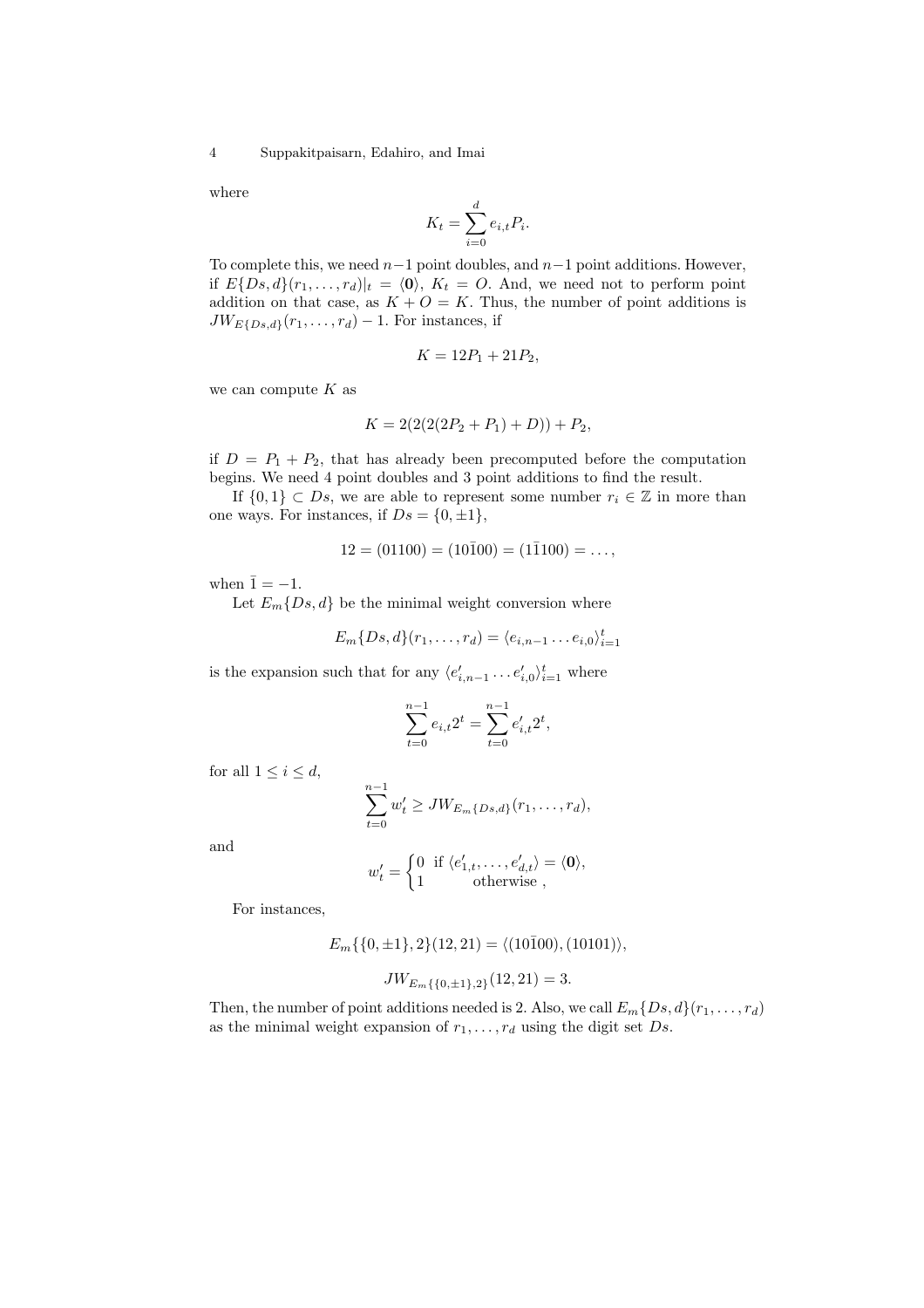where

$$K_t = \sum_{i=0}^{d} e_{i,t} P_i.$$

To complete this, we need $n-1$ point doubles, and $n-1$ point additions. However, if $E\{Ds, d\}(r_1, \ldots, r_d)|_t = \langle \mathbf{0} \rangle$, $K_t = O$. And, we need not to perform point addition on that case, as $K + O = K$. Thus, the number of point additions is $JW_{E\{Ds,d\}}(r_1, \ldots, r_d) - 1$. For instances, if

$$K = 12P_1 + 21P_2,$$

we can compute $K$ as

$$K = 2(2(2(2P_2 + P_1) + D)) + P_2,$$

if $D = P_1 + P_2$, that has already been precomputed before the computation begins. We need 4 point doubles and 3 point additions to find the result.

If $\{0, 1\} \subset Ds$, we are able to represent some number $r_i \in \mathbb{Z}$ in more than one ways. For instances, if $Ds = \{0, \pm 1\}$,

$$12 = (01100) = (10\bar{1}00) = (1\bar{1}100) = \ldots,$$

when $\bar{1} = -1$.

Let $E_m\{Ds, d\}$ be the minimal weight conversion where

$$E_m\{Ds, d\}(r_1, \ldots, r_d) = \langle e_{i,n-1} \ldots e_{i,0} \rangle_{i=1}^{t}$$

is the expansion such that for any $\langle e'_{i,n-1} \ldots e'_{i,0} \rangle_{i=1}^{t}$ where

$$\sum_{t=0}^{n-1} e_{i,t} 2^t = \sum_{t=0}^{n-1} e'_{i,t} 2^t,$$

for all $1 \leq i \leq d$,

$$\sum_{t=0}^{n-1} w'_t \geq JW_{E_m\{Ds,d\}}(r_1, \ldots, r_d),$$

and

$$w'_t = \begin{cases} 0 & \text{if } \langle e'_{1,t}, \ldots, e'_{d,t} \rangle = \langle \mathbf{0} \rangle, \\ 1 & \text{otherwise} , \end{cases}$$

For instances,

$$E_m\{\{0, \pm 1\}, 2\}(12, 21) = \langle (10\bar{1}00), (10101) \rangle,$$

$$JW_{E_m\{\{0,\pm 1\},2\}}(12, 21) = 3.$$

Then, the number of point additions needed is 2. Also, we call $E_m\{Ds, d\}(r_1, \ldots, r_d)$ as the minimal weight expansion of $r_1, \ldots, r_d$ using the digit set $Ds$.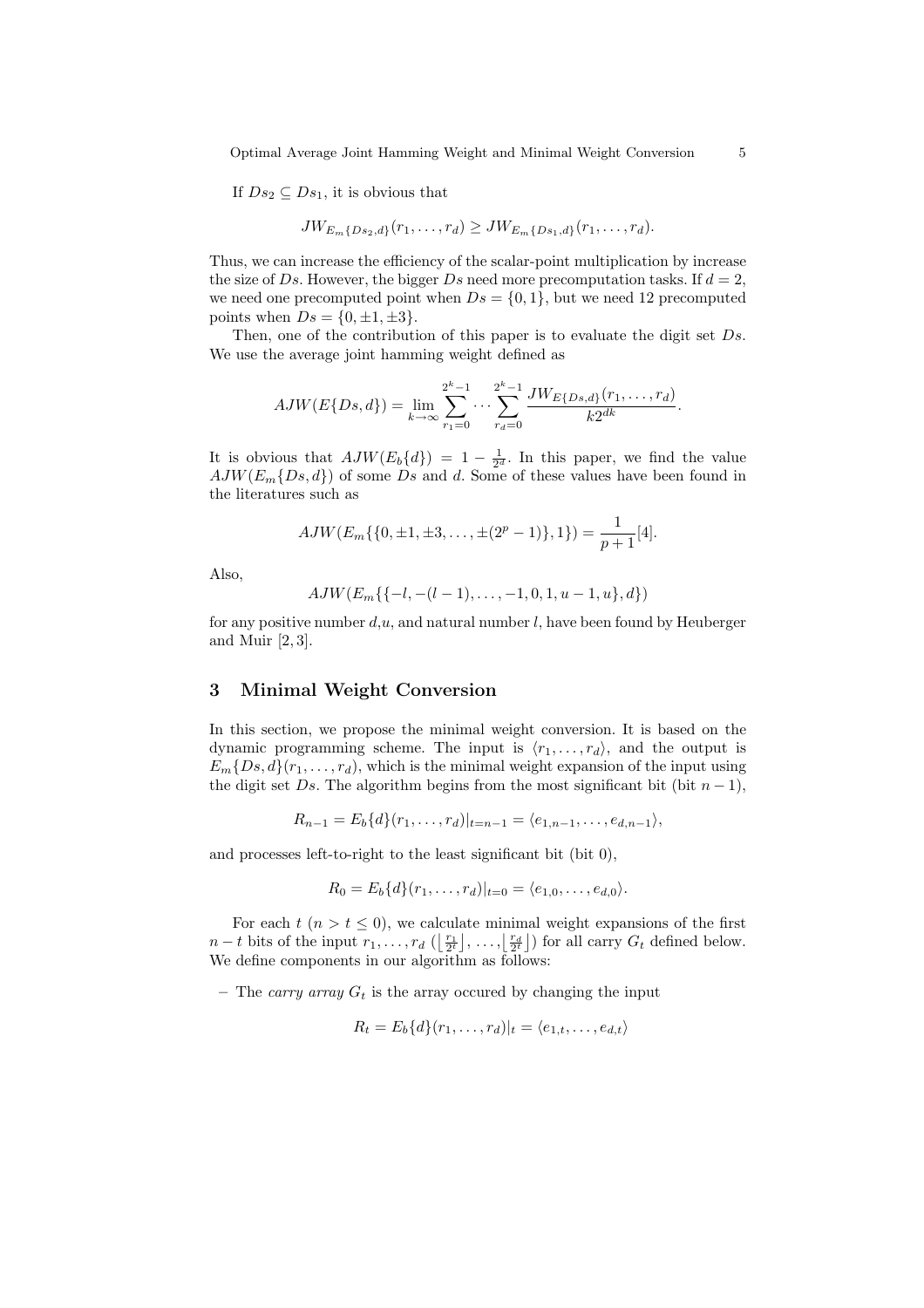If $Ds_2 \subseteq Ds_1$, it is obvious that

$$JW_{E_m\{Ds_2,d\}}(r_1,\ldots,r_d) \geq JW_{E_m\{Ds_1,d\}}(r_1,\ldots,r_d).$$

Thus, we can increase the efficiency of the scalar-point multiplication by increase the size of $Ds$. However, the bigger $Ds$ need more precomputation tasks. If $d = 2$, we need one precomputed point when $Ds = \{0, 1\}$, but we need 12 precomputed points when $Ds = \{0, \pm 1, \pm 3\}$.

Then, one of the contribution of this paper is to evaluate the digit set $Ds$. We use the average joint hamming weight defined as

$$AJW(E\{Ds,d\}) = \lim_{k\to\infty} \sum_{r_1=0}^{2^k-1} \cdots \sum_{r_d=0}^{2^k-1} \frac{JW_{E\{Ds,d\}}(r_1,\ldots,r_d)}{k2^{dk}}.$$

It is obvious that $AJW(E_b\{d\}) = 1 - \frac{1}{2^d}$. In this paper, we find the value $AJW(E_m\{Ds,d\})$ of some $Ds$ and $d$. Some of these values have been found in the literatures such as

$$AJW(E_m\{\{0, \pm 1, \pm 3, \ldots, \pm(2^p - 1)\}, 1\}) = \frac{1}{p+1} [4].$$

Also,

$$AJW(E_m\{\{-l, -(l-1), \ldots, -1, 0, 1, u-1, u\}, d\})$$

for any positive number $d$,$u$, and natural number $l$, have been found by Heuberger and Muir [2, 3].

## 3 Minimal Weight Conversion

In this section, we propose the minimal weight conversion. It is based on the dynamic programming scheme. The input is $\langle r_1, \ldots, r_d\rangle$, and the output is $E_m\{Ds,d\}(r_1,\ldots,r_d)$, which is the minimal weight expansion of the input using the digit set $Ds$. The algorithm begins from the most significant bit (bit $n-1$),

$$R_{n-1} = E_b\{d\}(r_1,\ldots,r_d)|_{t=n-1} = \langle e_{1,n-1},\ldots,e_{d,n-1}\rangle,$$

and processes left-to-right to the least significant bit (bit 0),

$$R_0 = E_b\{d\}(r_1,\ldots,r_d)|_{t=0} = \langle e_{1,0},\ldots,e_{d,0}\rangle.$$

For each $t$ ($n > t \leq 0$), we calculate minimal weight expansions of the first $n-t$ bits of the input $r_1,\ldots,r_d$ ($\left\lfloor \frac{r_1}{2^t} \right\rfloor, \ldots, \left\lfloor \frac{r_d}{2^t} \right\rfloor$) for all carry $G_t$ defined below. We define components in our algorithm as follows:

– The *carry array* $G_t$ is the array occured by changing the input

$$R_t = E_b\{d\}(r_1,\ldots,r_d)|_t = \langle e_{1,t},\ldots,e_{d,t}\rangle$$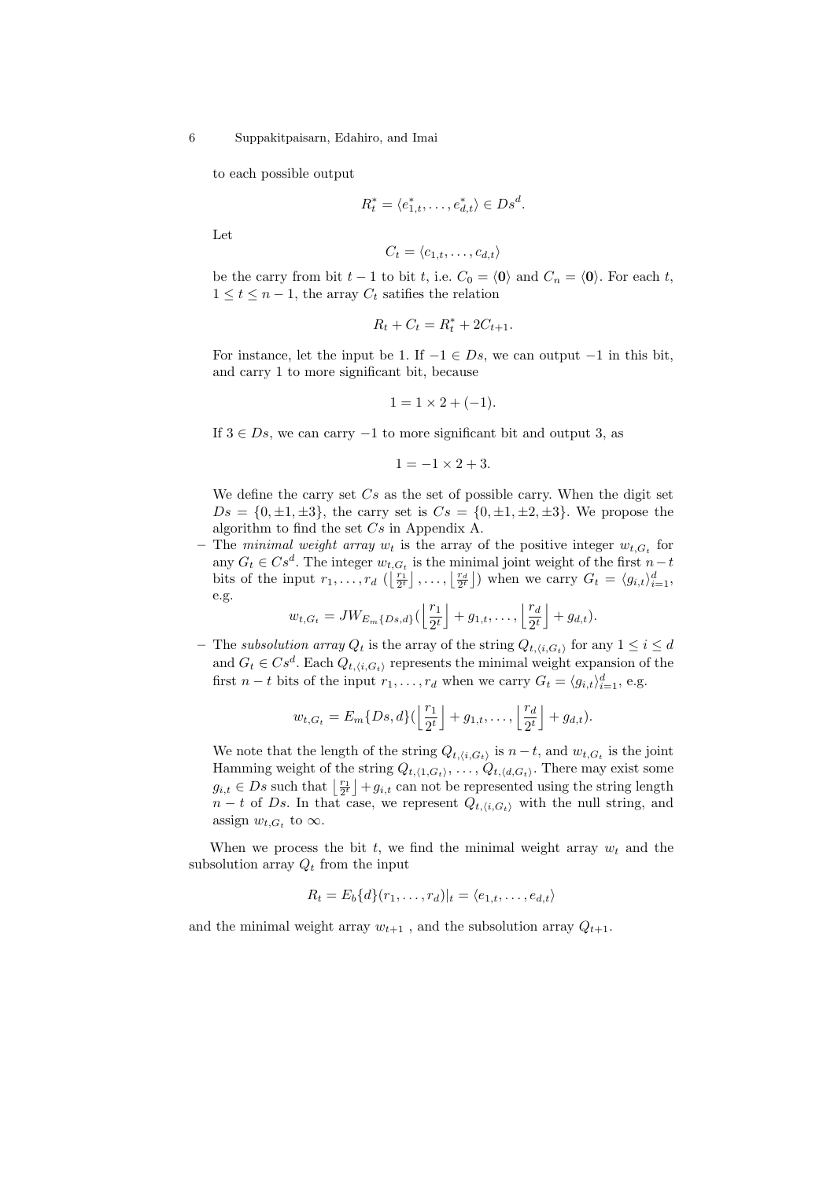to each possible output

$$R_t^* = \langle e_{1,t}^*, \ldots, e_{d,t}^* \rangle \in Ds^d.$$

Let

$$C_t = \langle c_{1,t}, \ldots, c_{d,t} \rangle$$

be the carry from bit $t-1$ to bit $t$, i.e. $C_0 = \langle \mathbf{0} \rangle$ and $C_n = \langle \mathbf{0} \rangle$. For each $t$, $1 \leq t \leq n-1$, the array $C_t$ satifies the relation

$$R_t + C_t = R_t^* + 2C_{t+1}.$$

For instance, let the input be 1. If $-1 \in Ds$, we can output $-1$ in this bit, and carry 1 to more significant bit, because

$$1 = 1 \times 2 + (-1).$$

If $3 \in Ds$, we can carry $-1$ to more significant bit and output 3, as

$$1 = -1 \times 2 + 3.$$

We define the carry set $Cs$ as the set of possible carry. When the digit set $Ds = \{0, \pm 1, \pm 3\}$, the carry set is $Cs = \{0, \pm 1, \pm 2, \pm 3\}$. We propose the algorithm to find the set $Cs$ in Appendix A.

- The *minimal weight array* $w_t$ is the array of the positive integer $w_{t,G_t}$ for any $G_t \in Cs^d$. The integer $w_{t,G_t}$ is the minimal joint weight of the first $n-t$ bits of the input $r_1, \ldots, r_d$ $(\left\lfloor \frac{r_1}{2^t} \right\rfloor, \ldots, \left\lfloor \frac{r_d}{2^t} \right\rfloor)$ when we carry $G_t = \langle g_{i,t} \rangle_{i=1}^d$, e.g.
$$w_{t,G_t} = JW_{E_m\{Ds,d\}}(\left\lfloor \frac{r_1}{2^t} \right\rfloor + g_{1,t}, \ldots, \left\lfloor \frac{r_d}{2^t} \right\rfloor + g_{d,t}).$$
- The *subsolution array* $Q_t$ is the array of the string $Q_{t,\langle i,G_t \rangle}$ for any $1 \leq i \leq d$ and $G_t \in Cs^d$. Each $Q_{t,\langle i,G_t \rangle}$ represents the minimal weight expansion of the first $n-t$ bits of the input $r_1, \ldots, r_d$ when we carry $G_t = \langle g_{i,t} \rangle_{i=1}^d$, e.g.
$$w_{t,G_t} = E_m\{Ds,d\}(\left\lfloor \frac{r_1}{2^t} \right\rfloor + g_{1,t}, \ldots, \left\lfloor \frac{r_d}{2^t} \right\rfloor + g_{d,t}).$$
We note that the length of the string $Q_{t,\langle i,G_t \rangle}$ is $n-t$, and $w_{t,G_t}$ is the joint Hamming weight of the string $Q_{t,\langle 1,G_t \rangle}, \ldots, Q_{t,\langle d,G_t \rangle}$. There may exist some $g_{i,t} \in Ds$ such that $\left\lfloor \frac{r_i}{2^t} \right\rfloor + g_{i,t}$ can not be represented using the string length $n-t$ of $Ds$. In that case, we represent $Q_{t,\langle i,G_t \rangle}$ with the null string, and assign $w_{t,G_t}$ to $\infty$.

When we process the bit $t$, we find the minimal weight array $w_t$ and the subsolution array $Q_t$ from the input

$$R_t = E_b\{d\}(r_1, \ldots, r_d)|_t = \langle e_{1,t}, \ldots, e_{d,t} \rangle$$

and the minimal weight array $w_{t+1}$, and the subsolution array $Q_{t+1}$.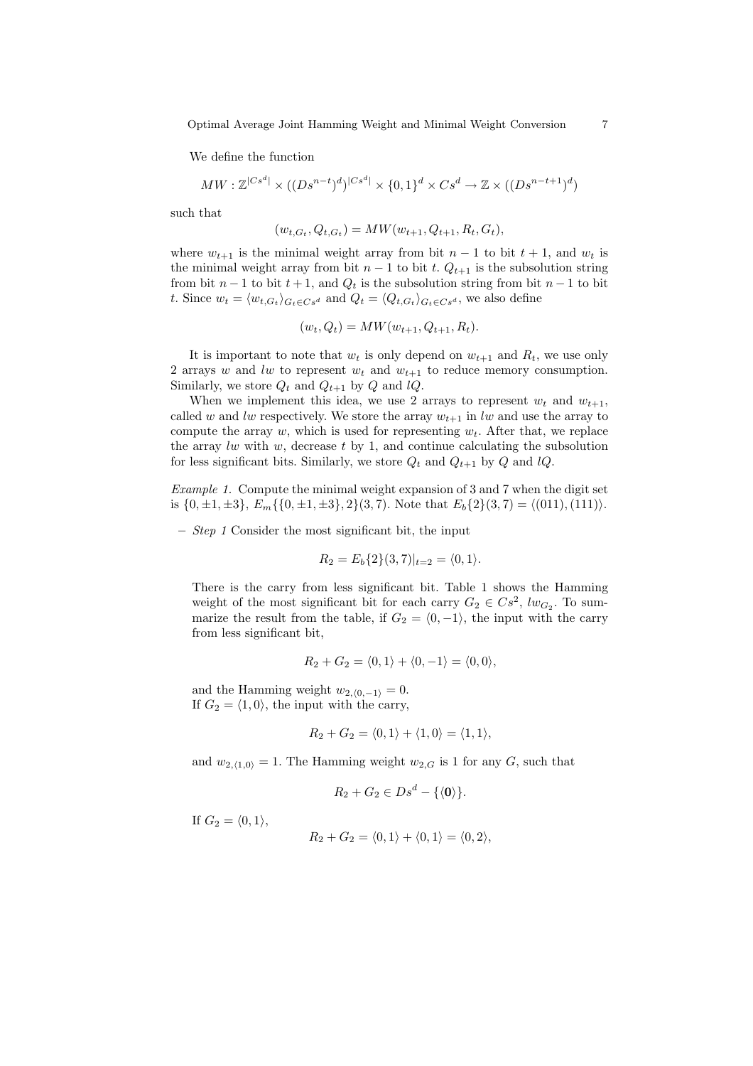We define the function

$$MW : \mathbb{Z}^{|Cs^d|} \times ((Ds^{n-t})^d)^{|Cs^d|} \times \{0,1\}^d \times Cs^d \rightarrow \mathbb{Z} \times ((Ds^{n-t+1})^d)$$

such that

$$(w_{t,G_t}, Q_{t,G_t}) = MW(w_{t+1}, Q_{t+1}, R_t, G_t),$$

where $w_{t+1}$ is the minimal weight array from bit $n-1$ to bit $t+1$, and $w_t$ is the minimal weight array from bit $n-1$ to bit $t$. $Q_{t+1}$ is the subsolution string from bit $n-1$ to bit $t+1$, and $Q_t$ is the subsolution string from bit $n-1$ to bit $t$. Since $w_t = \langle w_{t,G_t} \rangle_{G_t \in Cs^d}$ and $Q_t = \langle Q_{t,G_t} \rangle_{G_t \in Cs^d}$, we also define

$$(w_t, Q_t) = MW(w_{t+1}, Q_{t+1}, R_t).$$

It is important to note that $w_t$ is only depend on $w_{t+1}$ and $R_t$, we use only 2 arrays $w$ and $lw$ to represent $w_t$ and $w_{t+1}$ to reduce memory consumption. Similarly, we store $Q_t$ and $Q_{t+1}$ by $Q$ and $lQ$.

When we implement this idea, we use 2 arrays to represent $w_t$ and $w_{t+1}$, called $w$ and $lw$ respectively. We store the array $w_{t+1}$ in $lw$ and use the array to compute the array $w$, which is used for representing $w_t$. After that, we replace the array $lw$ with $w$, decrease $t$ by 1, and continue calculating the subsolution for less significant bits. Similarly, we store $Q_t$ and $Q_{t+1}$ by $Q$ and $lQ$.

*Example 1.* Compute the minimal weight expansion of 3 and 7 when the digit set is $\{0, \pm1, \pm3\}$, $E_m\{\{0, \pm1, \pm3\}, 2\}(3, 7)$. Note that $E_b\{2\}(3, 7) = \langle (011), (111) \rangle$.

– *Step 1* Consider the most significant bit, the input

$$R_2 = E_b\{2\}(3, 7)|_{t=2} = \langle 0, 1 \rangle.$$

There is the carry from less significant bit. Table 1 shows the Hamming weight of the most significant bit for each carry $G_2 \in Cs^2$, $lw_{G_2}$. To summarize the result from the table, if $G_2 = \langle 0, -1 \rangle$, the input with the carry from less significant bit,

$$R_2 + G_2 = \langle 0, 1 \rangle + \langle 0, -1 \rangle = \langle 0, 0 \rangle,$$

and the Hamming weight $w_{2,\langle 0,-1 \rangle} = 0$.
If $G_2 = \langle 1, 0 \rangle$, the input with the carry,

$$R_2 + G_2 = \langle 0, 1 \rangle + \langle 1, 0 \rangle = \langle 1, 1 \rangle,$$

and $w_{2,\langle 1,0 \rangle} = 1$. The Hamming weight $w_{2,G}$ is 1 for any $G$, such that

$$R_2 + G_2 \in Ds^d - \{\langle \mathbf{0} \rangle\}.$$

If $G_2 = \langle 0, 1 \rangle$,

$$R_2 + G_2 = \langle 0, 1 \rangle + \langle 0, 1 \rangle = \langle 0, 2 \rangle,$$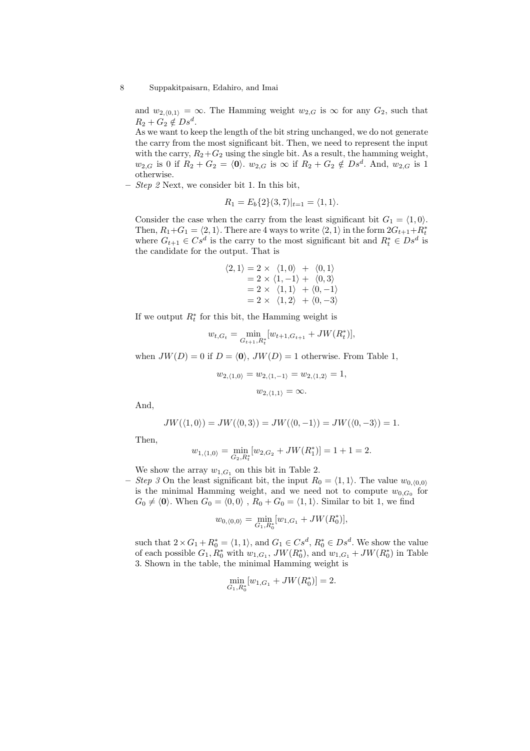and $w_{2,\langle 0,1\rangle} = \infty$. The Hamming weight $w_{2,G}$ is $\infty$ for any $G_2$, such that $R_2 + G_2 \notin Ds^d$.
As we want to keep the length of the bit string unchanged, we do not generate the carry from the most significant bit. Then, we need to represent the input with the carry, $R_2+G_2$ using the single bit. As a result, the hamming weight, $w_{2,G}$ is 0 if $R_2 + G_2 = \langle \mathbf{0} \rangle$. $w_{2,G}$ is $\infty$ if $R_2 + G_2 \notin Ds^d$. And, $w_{2,G}$ is 1 otherwise.

– *Step 2* Next, we consider bit 1. In this bit,

$$R_1 = E_b\{2\}(3, 7)|_{t=1} = \langle 1, 1 \rangle.$$

Consider the case when the carry from the least significant bit $G_1 = \langle 1, 0 \rangle$. Then, $R_1+G_1 = \langle 2, 1 \rangle$. There are 4 ways to write $\langle 2, 1 \rangle$ in the form $2G_{t+1}+R_t^*$ where $G_{t+1} \in Cs^d$ is the carry to the most significant bit and $R_t^* \in Ds^d$ is the candidate for the output. That is

$$\begin{aligned}
\langle 2, 1 \rangle &= 2 \times \langle 1, 0 \rangle + \langle 0, 1 \rangle \\
&= 2 \times \langle 1, -1 \rangle + \langle 0, 3 \rangle \\
&= 2 \times \langle 1, 1 \rangle + \langle 0, -1 \rangle \\
&= 2 \times \langle 1, 2 \rangle + \langle 0, -3 \rangle
\end{aligned}$$

If we output $R_t^*$ for this bit, the Hamming weight is

$$w_{t,G_t} = \min_{G_{t+1}, R_t^*} [w_{t+1,G_{t+1}} + JW(R_t^*)],$$

when $JW(D) = 0$ if $D = \langle \mathbf{0} \rangle$, $JW(D) = 1$ otherwise. From Table 1,

$$w_{2,\langle 1,0\rangle} = w_{2,\langle 1,-1\rangle} = w_{2,\langle 1,2\rangle} = 1,$$

$$w_{2,\langle 1,1\rangle} = \infty.$$

And,

$$JW(\langle 1, 0 \rangle) = JW(\langle 0, 3 \rangle) = JW(\langle 0, -1 \rangle) = JW(\langle 0, -3 \rangle) = 1.$$

Then,

$$w_{1,\langle 1,0\rangle} = \min_{G_2, R_t^*} [w_{2,G_2} + JW(R_1^*)] = 1 + 1 = 2.$$

We show the array $w_{1,G_1}$ on this bit in Table 2.

– *Step 3* On the least significant bit, the input $R_0 = \langle 1, 1 \rangle$. The value $w_{0,\langle 0,0\rangle}$ is the minimal Hamming weight, and we need not to compute $w_{0,G_0}$ for $G_0 \neq \langle \mathbf{0} \rangle$. When $G_0 = \langle 0, 0 \rangle$ , $R_0 + G_0 = \langle 1, 1 \rangle$. Similar to bit 1, we find

$$w_{0,\langle 0,0\rangle} = \min_{G_1, R_0^*} [w_{1,G_1} + JW(R_0^*)],$$

such that $2 \times G_1 + R_0^* = \langle 1, 1 \rangle$, and $G_1 \in Cs^d$, $R_0^* \in Ds^d$. We show the value of each possible $G_1, R_0^*$ with $w_{1,G_1}$, $JW(R_0^*)$, and $w_{1,G_1} + JW(R_0^*)$ in Table 3. Shown in the table, the minimal Hamming weight is

$$\min_{G_1, R_0^*} [w_{1,G_1} + JW(R_0^*)] = 2.$$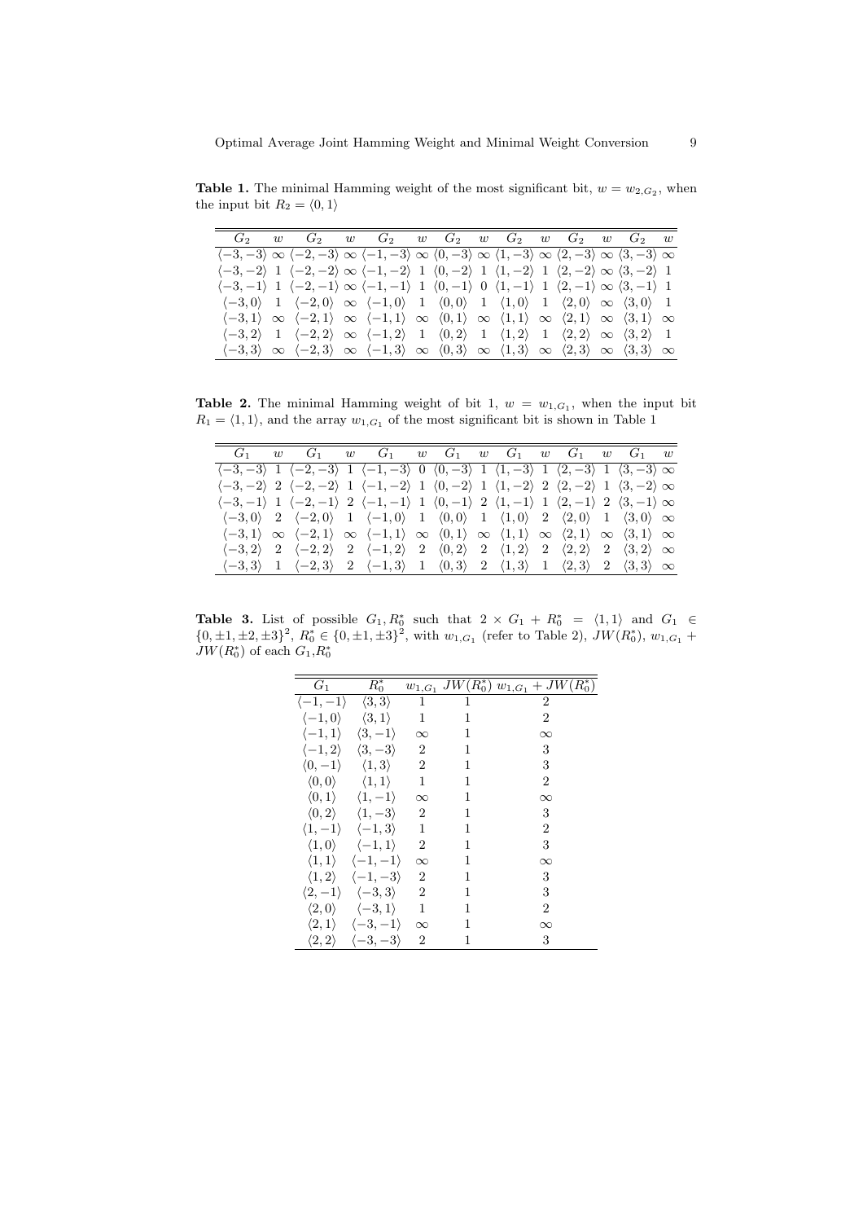**Table 1.** The minimal Hamming weight of the most significant bit, $w = w_{2,G_2}$, when the input bit $R_2 = \langle 0, 1 \rangle$

| $G_2$ | $w$ | $G_2$ | $w$ | $G_2$ | $w$ | $G_2$ | $w$ | $G_2$ | $w$ | $G_2$ | $w$ | $G_2$ | $w$ |
|---|---|---|---|---|---|---|---|---|---|---|---|---|---|
| $\langle -3,-3 \rangle$ | $\infty$ | $\langle -2,-3 \rangle$ | $\infty$ | $\langle -1,-3 \rangle$ | $\infty$ | $\langle 0,-3 \rangle$ | $\infty$ | $\langle 1,-3 \rangle$ | $\infty$ | $\langle 2,-3 \rangle$ | $\infty$ | $\langle 3,-3 \rangle$ | $\infty$ |
| $\langle -3,-2 \rangle$ | 1 | $\langle -2,-2 \rangle$ | $\infty$ | $\langle -1,-2 \rangle$ | 1 | $\langle 0,-2 \rangle$ | 1 | $\langle 1,-2 \rangle$ | 1 | $\langle 2,-2 \rangle$ | $\infty$ | $\langle 3,-2 \rangle$ | 1 |
| $\langle -3,-1 \rangle$ | 1 | $\langle -2,-1 \rangle$ | $\infty$ | $\langle -1,-1 \rangle$ | 1 | $\langle 0,-1 \rangle$ | 0 | $\langle 1,-1 \rangle$ | 1 | $\langle 2,-1 \rangle$ | $\infty$ | $\langle 3,-1 \rangle$ | 1 |
| $\langle -3,0 \rangle$ | 1 | $\langle -2,0 \rangle$ | $\infty$ | $\langle -1,0 \rangle$ | 1 | $\langle 0,0 \rangle$ | 1 | $\langle 1,0 \rangle$ | 1 | $\langle 2,0 \rangle$ | $\infty$ | $\langle 3,0 \rangle$ | 1 |
| $\langle -3,1 \rangle$ | $\infty$ | $\langle -2,1 \rangle$ | $\infty$ | $\langle -1,1 \rangle$ | $\infty$ | $\langle 0,1 \rangle$ | $\infty$ | $\langle 1,1 \rangle$ | $\infty$ | $\langle 2,1 \rangle$ | $\infty$ | $\langle 3,1 \rangle$ | $\infty$ |
| $\langle -3,2 \rangle$ | 1 | $\langle -2,2 \rangle$ | $\infty$ | $\langle -1,2 \rangle$ | 1 | $\langle 0,2 \rangle$ | 1 | $\langle 1,2 \rangle$ | 1 | $\langle 2,2 \rangle$ | $\infty$ | $\langle 3,2 \rangle$ | 1 |
| $\langle -3,3 \rangle$ | $\infty$ | $\langle -2,3 \rangle$ | $\infty$ | $\langle -1,3 \rangle$ | $\infty$ | $\langle 0,3 \rangle$ | $\infty$ | $\langle 1,3 \rangle$ | $\infty$ | $\langle 2,3 \rangle$ | $\infty$ | $\langle 3,3 \rangle$ | $\infty$ |

**Table 2.** The minimal Hamming weight of bit 1, $w = w_{1,G_1}$, when the input bit $R_1 = \langle 1, 1 \rangle$, and the array $w_{1,G_1}$ of the most significant bit is shown in Table 1

| $G_1$ | $w$ | $G_1$ | $w$ | $G_1$ | $w$ | $G_1$ | $w$ | $G_1$ | $w$ | $G_1$ | $w$ | $G_1$ | $w$ |
|---|---|---|---|---|---|---|---|---|---|---|---|---|---|
| $\langle -3,-3 \rangle$ | 1 | $\langle -2,-3 \rangle$ | 1 | $\langle -1,-3 \rangle$ | 0 | $\langle 0,-3 \rangle$ | 1 | $\langle 1,-3 \rangle$ | 1 | $\langle 2,-3 \rangle$ | 1 | $\langle 3,-3 \rangle$ | $\infty$ |
| $\langle -3,-2 \rangle$ | 2 | $\langle -2,-2 \rangle$ | 1 | $\langle -1,-2 \rangle$ | 1 | $\langle 0,-2 \rangle$ | 1 | $\langle 1,-2 \rangle$ | 2 | $\langle 2,-2 \rangle$ | 1 | $\langle 3,-2 \rangle$ | $\infty$ |
| $\langle -3,-1 \rangle$ | 1 | $\langle -2,-1 \rangle$ | 2 | $\langle -1,-1 \rangle$ | 1 | $\langle 0,-1 \rangle$ | 2 | $\langle 1,-1 \rangle$ | 1 | $\langle 2,-1 \rangle$ | 2 | $\langle 3,-1 \rangle$ | $\infty$ |
| $\langle -3,0 \rangle$ | 2 | $\langle -2,0 \rangle$ | 1 | $\langle -1,0 \rangle$ | 1 | $\langle 0,0 \rangle$ | 1 | $\langle 1,0 \rangle$ | 2 | $\langle 2,0 \rangle$ | 1 | $\langle 3,0 \rangle$ | $\infty$ |
| $\langle -3,1 \rangle$ | $\infty$ | $\langle -2,1 \rangle$ | $\infty$ | $\langle -1,1 \rangle$ | $\infty$ | $\langle 0,1 \rangle$ | $\infty$ | $\langle 1,1 \rangle$ | $\infty$ | $\langle 2,1 \rangle$ | $\infty$ | $\langle 3,1 \rangle$ | $\infty$ |
| $\langle -3,2 \rangle$ | 2 | $\langle -2,2 \rangle$ | 2 | $\langle -1,2 \rangle$ | 2 | $\langle 0,2 \rangle$ | 2 | $\langle 1,2 \rangle$ | 2 | $\langle 2,2 \rangle$ | 2 | $\langle 3,2 \rangle$ | $\infty$ |
| $\langle -3,3 \rangle$ | 1 | $\langle -2,3 \rangle$ | 2 | $\langle -1,3 \rangle$ | 1 | $\langle 0,3 \rangle$ | 2 | $\langle 1,3 \rangle$ | 1 | $\langle 2,3 \rangle$ | 2 | $\langle 3,3 \rangle$ | $\infty$ |

**Table 3.** List of possible $G_1, R_0^*$ such that $2 \times G_1 + R_0^* = \langle 1, 1 \rangle$ and $G_1 \in \{0, \pm1, \pm2, \pm3\}^2$, $R_0^* \in \{0, \pm1, \pm3\}^2$, with $w_{1,G_1}$ (refer to Table 2), $JW(R_0^*)$, $w_{1,G_1} + JW(R_0^*)$ of each $G_1, R_0^*$

| $G_1$ | $R_0^*$ | $w_{1,G_1}$ | $JW(R_0^*)$ | $w_{1,G_1} + JW(R_0^*)$ |
|---|---|---|---|---|
| $\langle -1,-1 \rangle$ | $\langle 3,3 \rangle$ | 1 | 1 | 2 |
| $\langle -1,0 \rangle$ | $\langle 3,1 \rangle$ | 1 | 1 | 2 |
| $\langle -1,1 \rangle$ | $\langle 3,-1 \rangle$ | $\infty$ | 1 | $\infty$ |
| $\langle -1,2 \rangle$ | $\langle 3,-3 \rangle$ | 2 | 1 | 3 |
| $\langle 0,-1 \rangle$ | $\langle 1,3 \rangle$ | 2 | 1 | 3 |
| $\langle 0,0 \rangle$ | $\langle 1,1 \rangle$ | 1 | 1 | 2 |
| $\langle 0,1 \rangle$ | $\langle 1,-1 \rangle$ | $\infty$ | 1 | $\infty$ |
| $\langle 0,2 \rangle$ | $\langle 1,-3 \rangle$ | 2 | 1 | 3 |
| $\langle 1,-1 \rangle$ | $\langle -1,3 \rangle$ | 1 | 1 | 2 |
| $\langle 1,0 \rangle$ | $\langle -1,1 \rangle$ | 2 | 1 | 3 |
| $\langle 1,1 \rangle$ | $\langle -1,-1 \rangle$ | $\infty$ | 1 | $\infty$ |
| $\langle 1,2 \rangle$ | $\langle -1,-3 \rangle$ | 2 | 1 | 3 |
| $\langle 2,-1 \rangle$ | $\langle -3,3 \rangle$ | 2 | 1 | 3 |
| $\langle 2,0 \rangle$ | $\langle -3,1 \rangle$ | 1 | 1 | 2 |
| $\langle 2,1 \rangle$ | $\langle -3,-1 \rangle$ | $\infty$ | 1 | $\infty$ |
| $\langle 2,2 \rangle$ | $\langle -3,-3 \rangle$ | 2 | 1 | 3 |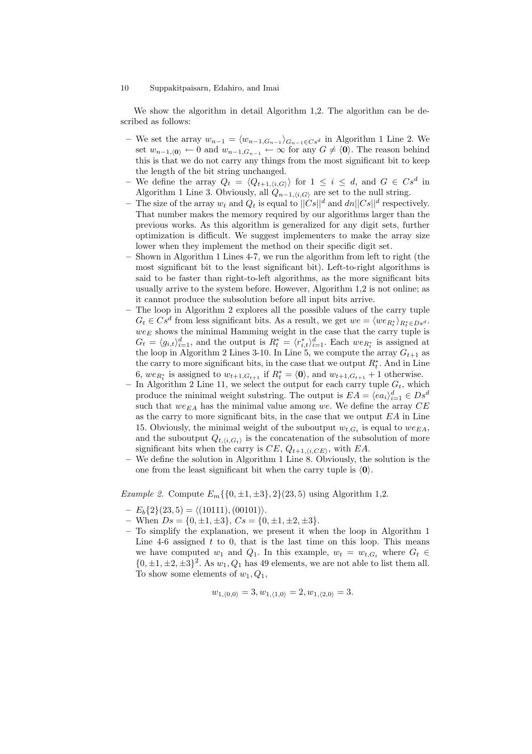We show the algorithm in detail Algorithm 1,2. The algorithm can be described as follows:

- We set the array $w_{n-1} = \langle w_{n-1,G_{n-1}} \rangle_{G_{n-1} \in Cs^d}$ in Algorithm 1 Line 2. We set $w_{n-1,\langle \mathbf{0} \rangle} \leftarrow 0$ and $w_{n-1,G_{n-1}} \leftarrow \infty$ for any $G \neq \langle \mathbf{0} \rangle$. The reason behind this is that we do not carry any things from the most significant bit to keep the length of the bit string unchanged.
- We define the array $Q_t = \langle Q_{t+1,\langle i,G \rangle} \rangle$ for $1 \leq i \leq d$, and $G \in Cs^d$ in Algorithm 1 Line 3. Obviously, all $Q_{n-1,\langle i,G \rangle}$ are set to the null string.
- The size of the array $w_t$ and $Q_t$ is equal to $||Cs||^d$ and $dn||Cs||^d$ respectively. That number makes the memory required by our algorithms larger than the previous works. As this algorithm is generalized for any digit sets, further optimization is difficult. We suggest implementers to make the array size lower when they implement the method on their specific digit set.
- Shown in Algorithm 1 Lines 4-7, we run the algorithm from left to right (the most significant bit to the least significant bit). Left-to-right algorithms is said to be faster than right-to-left algorithms, as the more significant bits usually arrive to the system before. However, Algorithm 1,2 is not online; as it cannot produce the subsolution before all input bits arrive.
- The loop in Algorithm 2 explores all the possible values of the carry tuple $G_t \in Cs^d$ from less significant bits. As a result, we get $we = \langle we_{R_t^*} \rangle_{R_t^* \in Ds^d}$. $we_E$ shows the minimal Hamming weight in the case that the carry tuple is $G_t = \langle g_{i,t} \rangle_{i=1}^d$, and the output is $R_t^* = \langle r_{i,t}^* \rangle_{i=1}^d$. Each $we_{R_t^*}$ is assigned at the loop in Algorithm 2 Lines 3-10. In Line 5, we compute the array $G_{t+1}$ as the carry to more significant bits, in the case that we output $R_t^*$. And in Line 6, $we_{R_t^*}$ is assigned to $w_{t+1,G_{t+1}}$ if $R_t^* = \langle \mathbf{0} \rangle$, and $w_{t+1,G_{t+1}} + 1$ otherwise.
- In Algorithm 2 Line 11, we select the output for each carry tuple $G_t$, which produce the minimal weight substring. The output is $EA = \langle ea_i \rangle_{i=1}^d \in Ds^d$ such that $we_{EA}$ has the minimal value among $we$. We define the array $CE$ as the carry to more significant bits, in the case that we output $EA$ in Line 15. Obviously, the minimal weight of the suboutput $w_{t,G_t}$ is equal to $we_{EA}$, and the suboutput $Q_{t,\langle i,G_t \rangle}$ is the concatenation of the subsolution of more significant bits when the carry is $CE$, $Q_{t+1,\langle i,CE \rangle}$, with $EA$.
- We define the solution in Algorithm 1 Line 8. Obviously, the solution is the one from the least significant bit when the carry tuple is $\langle \mathbf{0} \rangle$.

*Example 2.* Compute $E_m\{\{0, \pm 1, \pm 3\}, 2\}(23, 5)$ using Algorithm 1,2.

- $E_b\{2\}(23, 5) = \langle (10111), (00101) \rangle$.
- When $Ds = \{0, \pm 1, \pm 3\}$, $Cs = \{0, \pm 1, \pm 2, \pm 3\}$.
- To simplify the explanation, we present it when the loop in Algorithm 1 Line 4-6 assigned $t$ to 0, that is the last time on this loop. This means we have computed $w_1$ and $Q_1$. In this example, $w_t = w_{t,G_t}$ where $G_t \in \{0, \pm 1, \pm 2, \pm 3\}^2$. As $w_1, Q_1$ has 49 elements, we are not able to list them all. To show some elements of $w_1, Q_1$,

$$w_{1,\langle 0,0 \rangle} = 3, w_{1,\langle 1,0 \rangle} = 2, w_{1,\langle 2,0 \rangle} = 3.$$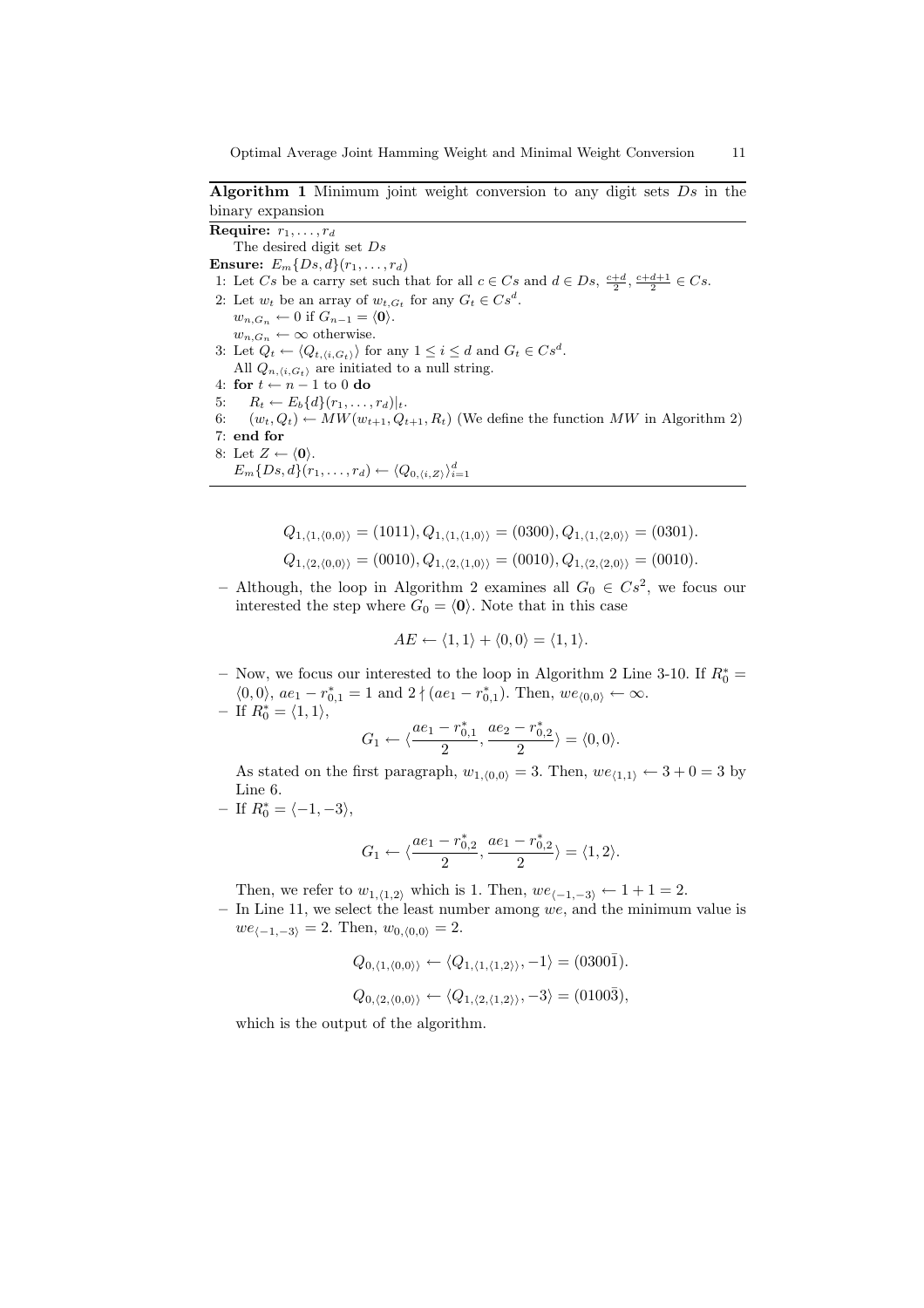**Algorithm 1** Minimum joint weight conversion to any digit sets $Ds$ in the binary expansion

---

**Require:** $r_1, \ldots, r_d$

The desired digit set $Ds$

**Ensure:** $E_m\{Ds, d\}(r_1, \ldots, r_d)$

1: Let $Cs$ be a carry set such that for all $c \in Cs$ and $d \in Ds$, $\frac{c+d}{2}, \frac{c+d+1}{2} \in Cs$.

2: Let $w_t$ be an array of $w_{t,G_t}$ for any $G_t \in Cs^d$.
   $w_{n,G_n} \leftarrow 0$ if $G_{n-1} = \langle \mathbf{0} \rangle$.
   $w_{n,G_n} \leftarrow \infty$ otherwise.

3: Let $Q_t \leftarrow \langle Q_{t,\langle i,G_t \rangle} \rangle$ for any $1 \leq i \leq d$ and $G_t \in Cs^d$.
   All $Q_{n,\langle i,G_t \rangle}$ are initiated to a null string.

4: **for** $t \leftarrow n-1$ to $0$ **do**

5: $\quad R_t \leftarrow E_b\{d\}(r_1, \ldots, r_d)|_t$.

6: $\quad (w_t, Q_t) \leftarrow MW(w_{t+1}, Q_{t+1}, R_t)$ (We define the function $MW$ in Algorithm 2)

7: **end for**

8: Let $Z \leftarrow \langle \mathbf{0} \rangle$.
   $E_m\{Ds, d\}(r_1, \ldots, r_d) \leftarrow \langle Q_{0,\langle i,Z \rangle} \rangle_{i=1}^d$

---

$$Q_{1,\langle 1,\langle 0,0 \rangle \rangle} = (1011), Q_{1,\langle 1,\langle 1,0 \rangle \rangle} = (0300), Q_{1,\langle 1,\langle 2,0 \rangle \rangle} = (0301).$$

$$Q_{1,\langle 2,\langle 0,0 \rangle \rangle} = (0010), Q_{1,\langle 2,\langle 1,0 \rangle \rangle} = (0010), Q_{1,\langle 2,\langle 2,0 \rangle \rangle} = (0010).$$

- Although, the loop in Algorithm 2 examines all $G_0 \in Cs^2$, we focus our interested the step where $G_0 = \langle \mathbf{0} \rangle$. Note that in this case

$$AE \leftarrow \langle 1, 1 \rangle + \langle 0, 0 \rangle = \langle 1, 1 \rangle.$$

- Now, we focus our interested to the loop in Algorithm 2 Line 3-10. If $R_0^* = \langle 0, 0 \rangle$, $ae_1 - r_{0,1}^* = 1$ and $2 \nmid (ae_1 - r_{0,1}^*)$. Then, $we_{\langle 0,0 \rangle} \leftarrow \infty$.
- If $R_0^* = \langle 1, 1 \rangle$,

$$G_1 \leftarrow \langle \frac{ae_1 - r_{0,1}^*}{2}, \frac{ae_2 - r_{0,2}^*}{2} \rangle = \langle 0, 0 \rangle.$$

  As stated on the first paragraph, $w_{1,\langle 0,0 \rangle} = 3$. Then, $we_{\langle 1,1 \rangle} \leftarrow 3 + 0 = 3$ by Line 6.
- If $R_0^* = \langle -1, -3 \rangle$,

$$G_1 \leftarrow \langle \frac{ae_1 - r_{0,2}^*}{2}, \frac{ae_1 - r_{0,2}^*}{2} \rangle = \langle 1, 2 \rangle.$$

  Then, we refer to $w_{1,\langle 1,2 \rangle}$ which is 1. Then, $we_{\langle -1,-3 \rangle} \leftarrow 1 + 1 = 2$.
- In Line 11, we select the least number among $we$, and the minimum value is $we_{\langle -1,-3 \rangle} = 2$. Then, $w_{0,\langle 0,0 \rangle} = 2$.

$$Q_{0,\langle 1,\langle 0,0 \rangle \rangle} \leftarrow \langle Q_{1,\langle 1,\langle 1,2 \rangle \rangle}, -1 \rangle = (0300\bar{1}).$$

$$Q_{0,\langle 2,\langle 0,0 \rangle \rangle} \leftarrow \langle Q_{1,\langle 2,\langle 1,2 \rangle \rangle}, -3 \rangle = (0100\bar{3}),$$

  which is the output of the algorithm.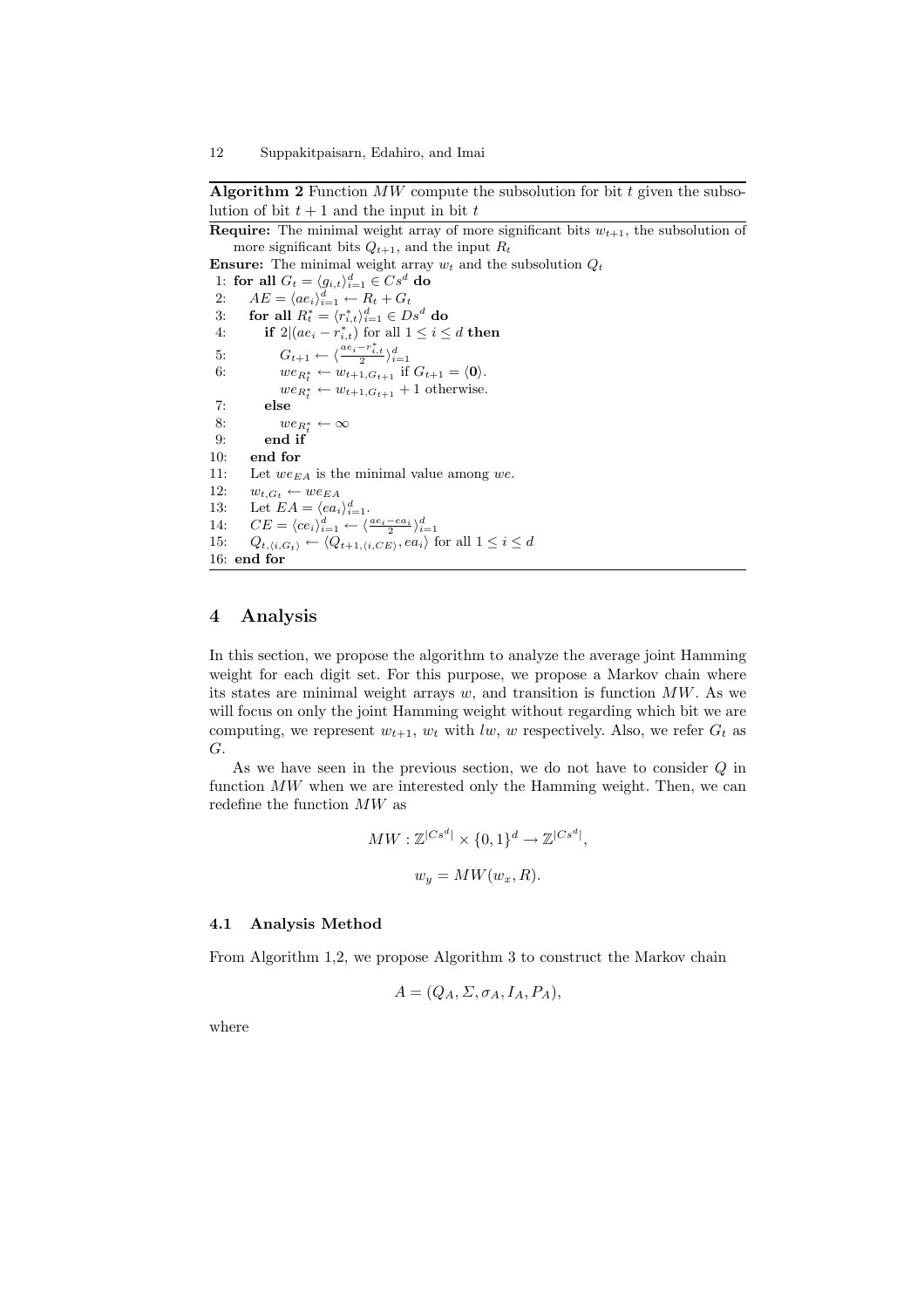**Algorithm 2** Function $MW$ compute the subsolution for bit $t$ given the subsolution of bit $t+1$ and the input in bit $t$

**Require:** The minimal weight array of more significant bits $w_{t+1}$, the subsolution of more significant bits $Q_{t+1}$, and the input $R_t$

**Ensure:** The minimal weight array $w_t$ and the subsolution $Q_t$

```
1: for all G_t = ⟨g_{i,t}⟩_{i=1}^d ∈ Cs^d do
2:     AE = ⟨ae_i⟩_{i=1}^d ← R_t + G_t
3:     for all R*_t = ⟨r*_{i,t}⟩_{i=1}^d ∈ Ds^d do
4:         if 2|(ae_i − r*_{i,t}) for all 1 ≤ i ≤ d then
5:             G_{t+1} ← ⟨(ae_i − r*_{i,t})/2⟩_{i=1}^d
6:             we_{R*_t} ← w_{t+1,G_{t+1}} if G_{t+1} = ⟨0⟩.
               we_{R*_t} ← w_{t+1,G_{t+1}} + 1 otherwise.
7:         else
8:             we_{R*_t} ← ∞
9:         end if
10:    end for
11:    Let we_{EA} is the minimal value among we.
12:    w_{t,G_t} ← we_{EA}
13:    Let EA = ⟨ea_i⟩_{i=1}^d.
14:    CE = ⟨ce_i⟩_{i=1}^d ← ⟨(ae_i − ea_i)/2⟩_{i=1}^d
15:    Q_{t,⟨i,G_t⟩} ← ⟨Q_{t+1,⟨i,CE⟩}, ea_i⟩ for all 1 ≤ i ≤ d
16: end for
```

## 4 Analysis

In this section, we propose the algorithm to analyze the average joint Hamming weight for each digit set. For this purpose, we propose a Markov chain where its states are minimal weight arrays $w$, and transition is function $MW$. As we will focus on only the joint Hamming weight without regarding which bit we are computing, we represent $w_{t+1}$, $w_t$ with $lw$, $w$ respectively. Also, we refer $G_t$ as $G$.

As we have seen in the previous section, we do not have to consider $Q$ in function $MW$ when we are interested only the Hamming weight. Then, we can redefine the function $MW$ as

$$MW : \mathbb{Z}^{|Cs^d|} \times \{0,1\}^d \rightarrow \mathbb{Z}^{|Cs^d|},$$

$$w_y = MW(w_x, R).$$

### 4.1 Analysis Method

From Algorithm 1,2, we propose Algorithm 3 to construct the Markov chain

$$A = (Q_A, \Sigma, \sigma_A, I_A, P_A),$$

where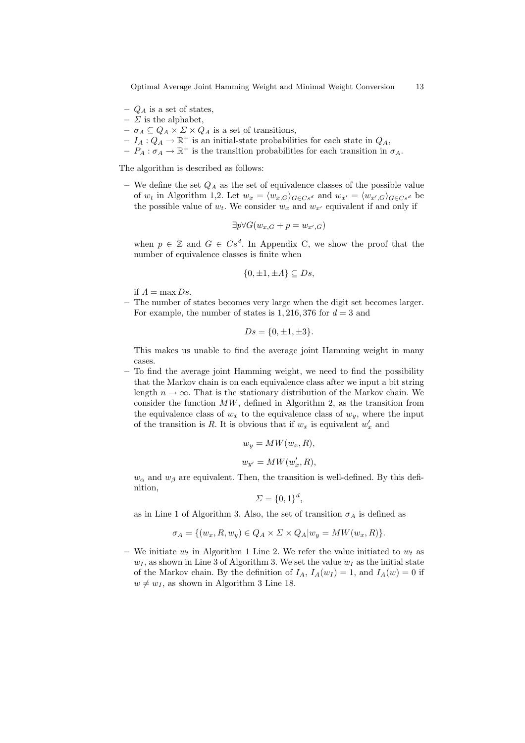- $Q_A$ is a set of states,
- $\Sigma$ is the alphabet,
- $\sigma_A \subseteq Q_A \times \Sigma \times Q_A$ is a set of transitions,
- $I_A : Q_A \rightarrow \mathbb{R}^+$ is an initial-state probabilities for each state in $Q_A$,
- $P_A : \sigma_A \rightarrow \mathbb{R}^+$ is the transition probabilities for each transition in $\sigma_A$.

The algorithm is described as follows:

- We define the set $Q_A$ as the set of equivalence classes of the possible value of $w_t$ in Algorithm 1,2. Let $w_x = \langle w_{x,G} \rangle_{G \in Cs^d}$ and $w_{x'} = \langle w_{x',G} \rangle_{G \in Cs^d}$ be the possible value of $w_t$. We consider $w_x$ and $w_{x'}$ equivalent if and only if

$$\exists p \forall G (w_{x,G} + p = w_{x',G})$$

  when $p \in \mathbb{Z}$ and $G \in Cs^d$. In Appendix C, we show the proof that the number of equivalence classes is finite when

$$\{0, \pm 1, \pm \Lambda\} \subseteq Ds,$$

  if $\Lambda = \max Ds$.
- The number of states becomes very large when the digit set becomes larger. For example, the number of states is $1,216,376$ for $d = 3$ and

$$Ds = \{0, \pm 1, \pm 3\}.$$

  This makes us unable to find the average joint Hamming weight in many cases.
- To find the average joint Hamming weight, we need to find the possibility that the Markov chain is on each equivalence class after we input a bit string length $n \rightarrow \infty$. That is the stationary distribution of the Markov chain. We consider the function $MW$, defined in Algorithm 2, as the transition from the equivalence class of $w_x$ to the equivalence class of $w_y$, where the input of the transition is $R$. It is obvious that if $w_x$ is equivalent $w'_x$ and

$$w_y = MW(w_x, R),$$

$$w_{y'} = MW(w'_x, R),$$

  $w_\alpha$ and $w_\beta$ are equivalent. Then, the transition is well-defined. By this definition,

$$\Sigma = \{0, 1\}^d,$$

  as in Line 1 of Algorithm 3. Also, the set of transition $\sigma_A$ is defined as

$$\sigma_A = \{(w_x, R, w_y) \in Q_A \times \Sigma \times Q_A | w_y = MW(w_x, R)\}.$$

- We initiate $w_t$ in Algorithm 1 Line 2. We refer the value initiated to $w_t$ as $w_I$, as shown in Line 3 of Algorithm 3. We set the value $w_I$ as the initial state of the Markov chain. By the definition of $I_A$, $I_A(w_I) = 1$, and $I_A(w) = 0$ if $w \neq w_I$, as shown in Algorithm 3 Line 18.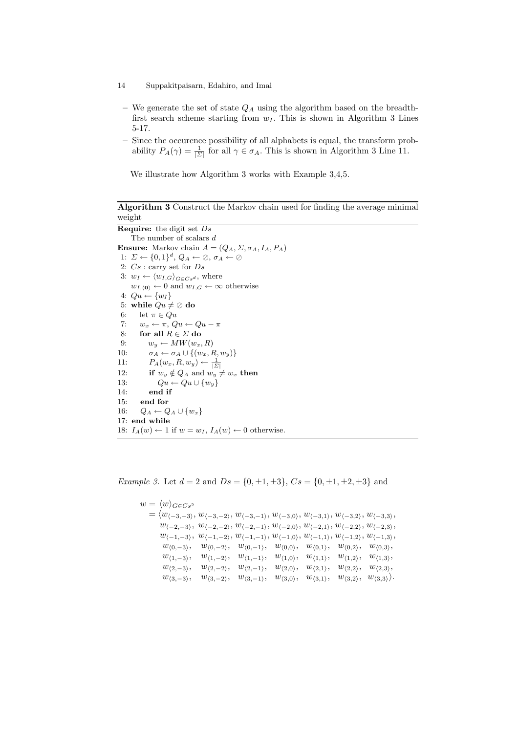- We generate the set of state $Q_A$ using the algorithm based on the breadth-first search scheme starting from $w_I$. This is shown in Algorithm 3 Lines 5-17.
- Since the occurence possibility of all alphabets is equal, the transform probability $P_A(\gamma) = \frac{1}{|\Sigma|}$ for all $\gamma \in \sigma_A$. This is shown in Algorithm 3 Line 11.

We illustrate how Algorithm 3 works with Example 3,4,5.

**Algorithm 3** Construct the Markov chain used for finding the average minimal weight

```
Require: the digit set Ds
    The number of scalars d
Ensure: Markov chain A = (Q_A, Σ, σ_A, I_A, P_A)
 1: Σ ← {0,1}^d, Q_A ← ∅, σ_A ← ∅
 2: Cs : carry set for Ds
 3: w_I ← ⟨w_{I,G}⟩_{G∈Cs^d}, where
    w_{I,⟨0⟩} ← 0 and w_{I,G} ← ∞ otherwise
 4: Qu ← {w_I}
 5: while Qu ≠ ∅ do
 6:   let π ∈ Qu
 7:   w_x ← π, Qu ← Qu − π
 8:   for all R ∈ Σ do
 9:     w_y ← MW(w_x, R)
10:     σ_A ← σ_A ∪ {(w_x, R, w_y)}
11:     P_A(w_x, R, w_y) ← 1/|Σ|
12:     if w_y ∉ Q_A and w_y ≠ w_x then
13:       Qu ← Qu ∪ {w_y}
14:     end if
15:   end for
16:   Q_A ← Q_A ∪ {w_x}
17: end while
18: I_A(w) ← 1 if w = w_I, I_A(w) ← 0 otherwise.
```

*Example 3.* Let $d = 2$ and $Ds = \{0, \pm 1, \pm 3\}$, $Cs = \{0, \pm 1, \pm 2, \pm 3\}$ and

$$
\begin{aligned}
w = {} & \langle w \rangle_{G \in Cs^2} \\
= {} & \langle w_{\langle -3,-3\rangle}, w_{\langle -3,-2\rangle}, w_{\langle -3,-1\rangle}, w_{\langle -3,0\rangle}, w_{\langle -3,1\rangle}, w_{\langle -3,2\rangle}, w_{\langle -3,3\rangle}, \\
& w_{\langle -2,-3\rangle}, w_{\langle -2,-2\rangle}, w_{\langle -2,-1\rangle}, w_{\langle -2,0\rangle}, w_{\langle -2,1\rangle}, w_{\langle -2,2\rangle}, w_{\langle -2,3\rangle}, \\
& w_{\langle -1,-3\rangle}, w_{\langle -1,-2\rangle}, w_{\langle -1,-1\rangle}, w_{\langle -1,0\rangle}, w_{\langle -1,1\rangle}, w_{\langle -1,2\rangle}, w_{\langle -1,3\rangle}, \\
& w_{\langle 0,-3\rangle}, w_{\langle 0,-2\rangle}, w_{\langle 0,-1\rangle}, w_{\langle 0,0\rangle}, w_{\langle 0,1\rangle}, w_{\langle 0,2\rangle}, w_{\langle 0,3\rangle}, \\
& w_{\langle 1,-3\rangle}, w_{\langle 1,-2\rangle}, w_{\langle 1,-1\rangle}, w_{\langle 1,0\rangle}, w_{\langle 1,1\rangle}, w_{\langle 1,2\rangle}, w_{\langle 1,3\rangle}, \\
& w_{\langle 2,-3\rangle}, w_{\langle 2,-2\rangle}, w_{\langle 2,-1\rangle}, w_{\langle 2,0\rangle}, w_{\langle 2,1\rangle}, w_{\langle 2,2\rangle}, w_{\langle 2,3\rangle}, \\
& w_{\langle 3,-3\rangle}, w_{\langle 3,-2\rangle}, w_{\langle 3,-1\rangle}, w_{\langle 3,0\rangle}, w_{\langle 3,1\rangle}, w_{\langle 3,2\rangle}, w_{\langle 3,3\rangle} \rangle.
\end{aligned}
$$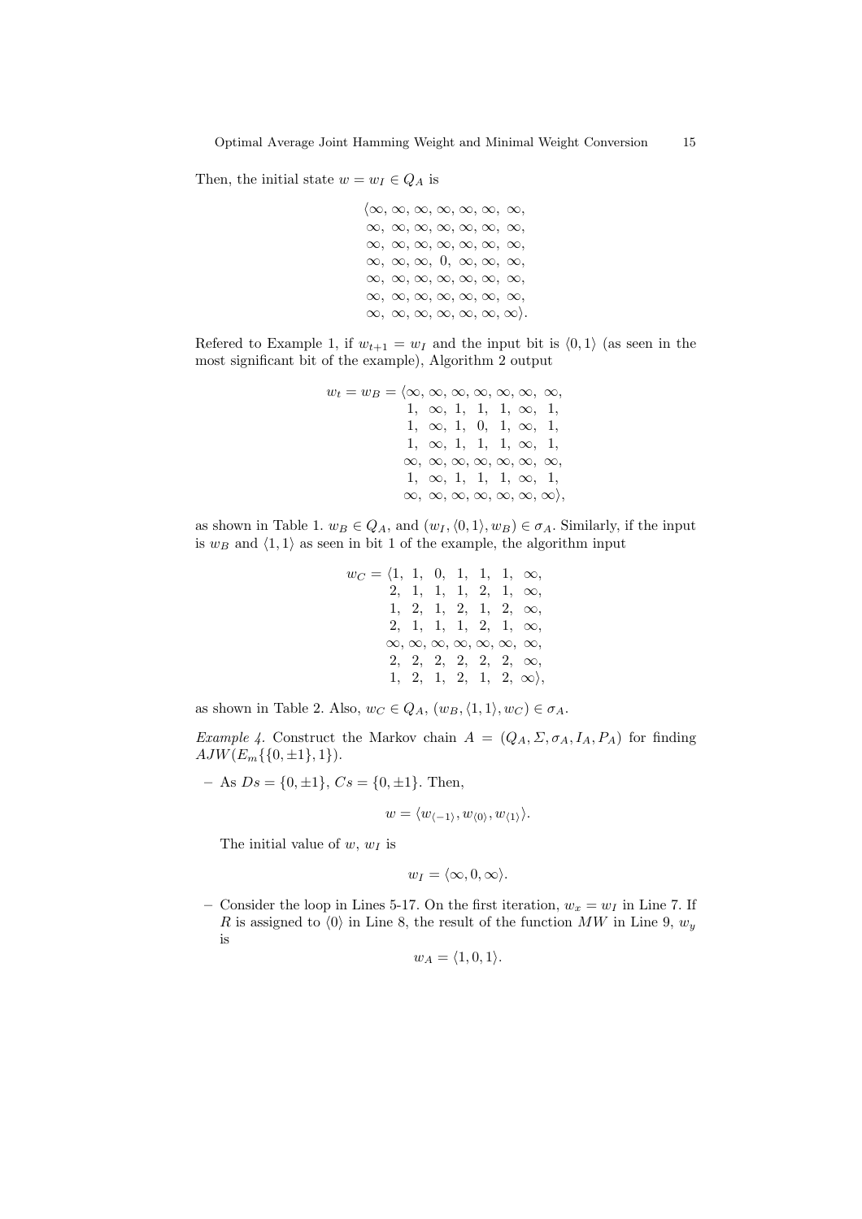Then, the initial state $w = w_I \in Q_A$ is

$$
\begin{array}{l}
\langle \infty, \infty, \infty, \infty, \infty, \infty, \infty, \\
\infty, \infty, \infty, \infty, \infty, \infty, \infty, \\
\infty, \infty, \infty, \infty, \infty, \infty, \infty, \\
\infty, \infty, \infty, 0, \infty, \infty, \infty, \\
\infty, \infty, \infty, \infty, \infty, \infty, \infty, \\
\infty, \infty, \infty, \infty, \infty, \infty, \infty, \\
\infty, \infty, \infty, \infty, \infty, \infty, \infty \rangle.
\end{array}
$$

Refered to Example 1, if $w_{t+1} = w_I$ and the input bit is $\langle 0, 1 \rangle$ (as seen in the most significant bit of the example), Algorithm 2 output

$$
\begin{array}{rl}
w_t = w_B = & \langle \infty, \infty, \infty, \infty, \infty, \infty, \infty, \\
& 1, \infty, 1, 1, 1, \infty, 1, \\
& 1, \infty, 1, 0, 1, \infty, 1, \\
& 1, \infty, 1, 1, 1, \infty, 1, \\
& \infty, \infty, \infty, \infty, \infty, \infty, \infty, \\
& 1, \infty, 1, 1, 1, \infty, 1, \\
& \infty, \infty, \infty, \infty, \infty, \infty, \infty \rangle,
\end{array}
$$

as shown in Table 1. $w_B \in Q_A$, and $(w_I, \langle 0, 1 \rangle, w_B) \in \sigma_A$. Similarly, if the input is $w_B$ and $\langle 1, 1 \rangle$ as seen in bit 1 of the example, the algorithm input

$$
\begin{array}{rl}
w_C = & \langle 1, 1, 0, 1, 1, 1, \infty, \\
& 2, 1, 1, 1, 2, 1, \infty, \\
& 1, 2, 1, 2, 1, 2, \infty, \\
& 2, 1, 1, 1, 2, 1, \infty, \\
& \infty, \infty, \infty, \infty, \infty, \infty, \infty, \\
& 2, 2, 2, 2, 2, 2, \infty, \\
& 1, 2, 1, 2, 1, 2, \infty \rangle,
\end{array}
$$

as shown in Table 2. Also, $w_C \in Q_A$, $(w_B, \langle 1, 1 \rangle, w_C) \in \sigma_A$.

*Example 4.* Construct the Markov chain $A = (Q_A, \Sigma, \sigma_A, I_A, P_A)$ for finding $AJW(E_m\{\{0, \pm 1\}, 1\})$.

– As $Ds = \{0, \pm 1\}$, $Cs = \{0, \pm 1\}$. Then,

$$w = \langle w_{\langle -1 \rangle}, w_{\langle 0 \rangle}, w_{\langle 1 \rangle} \rangle.$$

The initial value of $w$, $w_I$ is

$$w_I = \langle \infty, 0, \infty \rangle.$$

– Consider the loop in Lines 5-17. On the first iteration, $w_x = w_I$ in Line 7. If $R$ is assigned to $\langle 0 \rangle$ in Line 8, the result of the function $MW$ in Line 9, $w_y$ is

$$w_A = \langle 1, 0, 1 \rangle.$$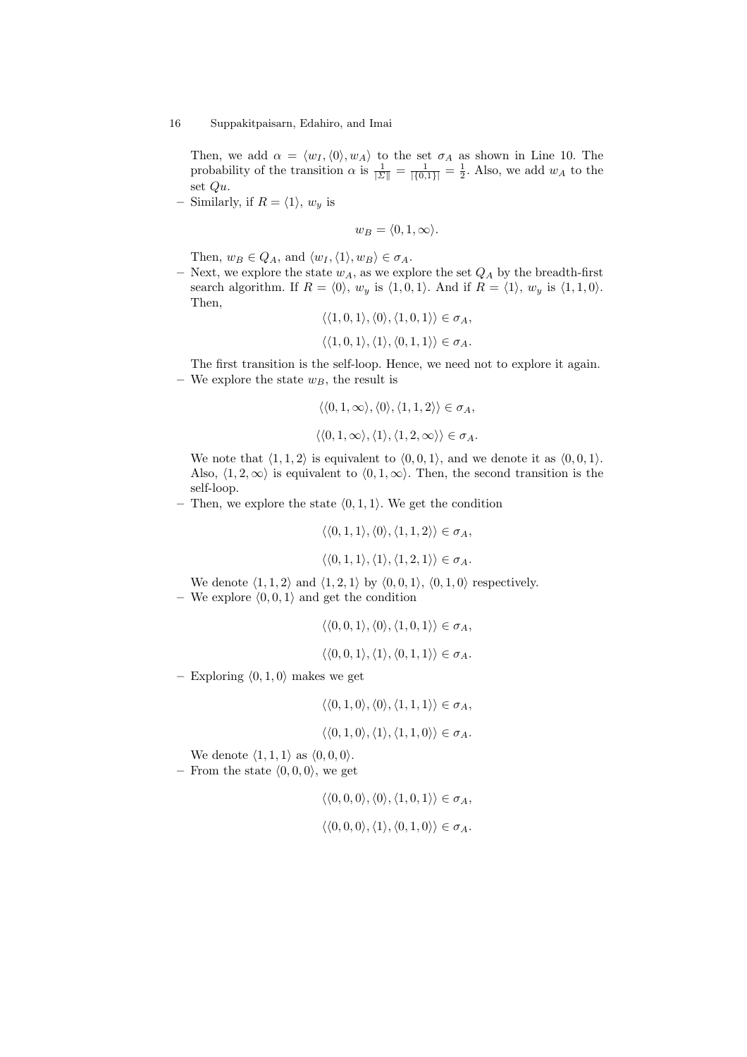Then, we add $\alpha = \langle w_I, \langle 0 \rangle, w_A \rangle$ to the set $\sigma_A$ as shown in Line 10. The probability of the transition $\alpha$ is $\frac{1}{|\Sigma\|} = \frac{1}{|\{0,1\}|} = \frac{1}{2}$. Also, we add $w_A$ to the set $Qu$.

- Similarly, if $R = \langle 1 \rangle$, $w_y$ is

$$w_B = \langle 0, 1, \infty \rangle.$$

Then, $w_B \in Q_A$, and $\langle w_I, \langle 1 \rangle, w_B \rangle \in \sigma_A$.

- Next, we explore the state $w_A$, as we explore the set $Q_A$ by the breadth-first search algorithm. If $R = \langle 0 \rangle$, $w_y$ is $\langle 1, 0, 1 \rangle$. And if $R = \langle 1 \rangle$, $w_y$ is $\langle 1, 1, 0 \rangle$. Then,

$$\langle \langle 1, 0, 1 \rangle, \langle 0 \rangle, \langle 1, 0, 1 \rangle \rangle \in \sigma_A,$$

$$\langle \langle 1, 0, 1 \rangle, \langle 1 \rangle, \langle 0, 1, 1 \rangle \rangle \in \sigma_A.$$

The first transition is the self-loop. Hence, we need not to explore it again.

- We explore the state $w_B$, the result is

$$\langle \langle 0, 1, \infty \rangle, \langle 0 \rangle, \langle 1, 1, 2 \rangle \rangle \in \sigma_A,$$

$$\langle \langle 0, 1, \infty \rangle, \langle 1 \rangle, \langle 1, 2, \infty \rangle \rangle \in \sigma_A.$$

We note that $\langle 1, 1, 2 \rangle$ is equivalent to $\langle 0, 0, 1 \rangle$, and we denote it as $\langle 0, 0, 1 \rangle$. Also, $\langle 1, 2, \infty \rangle$ is equivalent to $\langle 0, 1, \infty \rangle$. Then, the second transition is the self-loop.

- Then, we explore the state $\langle 0, 1, 1 \rangle$. We get the condition

$$\langle \langle 0, 1, 1 \rangle, \langle 0 \rangle, \langle 1, 1, 2 \rangle \rangle \in \sigma_A,$$

$$\langle \langle 0, 1, 1 \rangle, \langle 1 \rangle, \langle 1, 2, 1 \rangle \rangle \in \sigma_A.$$

We denote $\langle 1, 1, 2 \rangle$ and $\langle 1, 2, 1 \rangle$ by $\langle 0, 0, 1 \rangle$, $\langle 0, 1, 0 \rangle$ respectively.

- We explore $\langle 0, 0, 1 \rangle$ and get the condition

$$\langle \langle 0, 0, 1 \rangle, \langle 0 \rangle, \langle 1, 0, 1 \rangle \rangle \in \sigma_A,$$

$$\langle \langle 0, 0, 1 \rangle, \langle 1 \rangle, \langle 0, 1, 1 \rangle \rangle \in \sigma_A.$$

- Exploring $\langle 0, 1, 0 \rangle$ makes we get

$$\langle \langle 0, 1, 0 \rangle, \langle 0 \rangle, \langle 1, 1, 1 \rangle \rangle \in \sigma_A,$$

$$\langle \langle 0, 1, 0 \rangle, \langle 1 \rangle, \langle 1, 1, 0 \rangle \rangle \in \sigma_A.$$

We denote $\langle 1, 1, 1 \rangle$ as $\langle 0, 0, 0 \rangle$.

- From the state $\langle 0, 0, 0 \rangle$, we get

$$\langle \langle 0, 0, 0 \rangle, \langle 0 \rangle, \langle 1, 0, 1 \rangle \rangle \in \sigma_A,$$

$$\langle \langle 0, 0, 0 \rangle, \langle 1 \rangle, \langle 0, 1, 0 \rangle \rangle \in \sigma_A.$$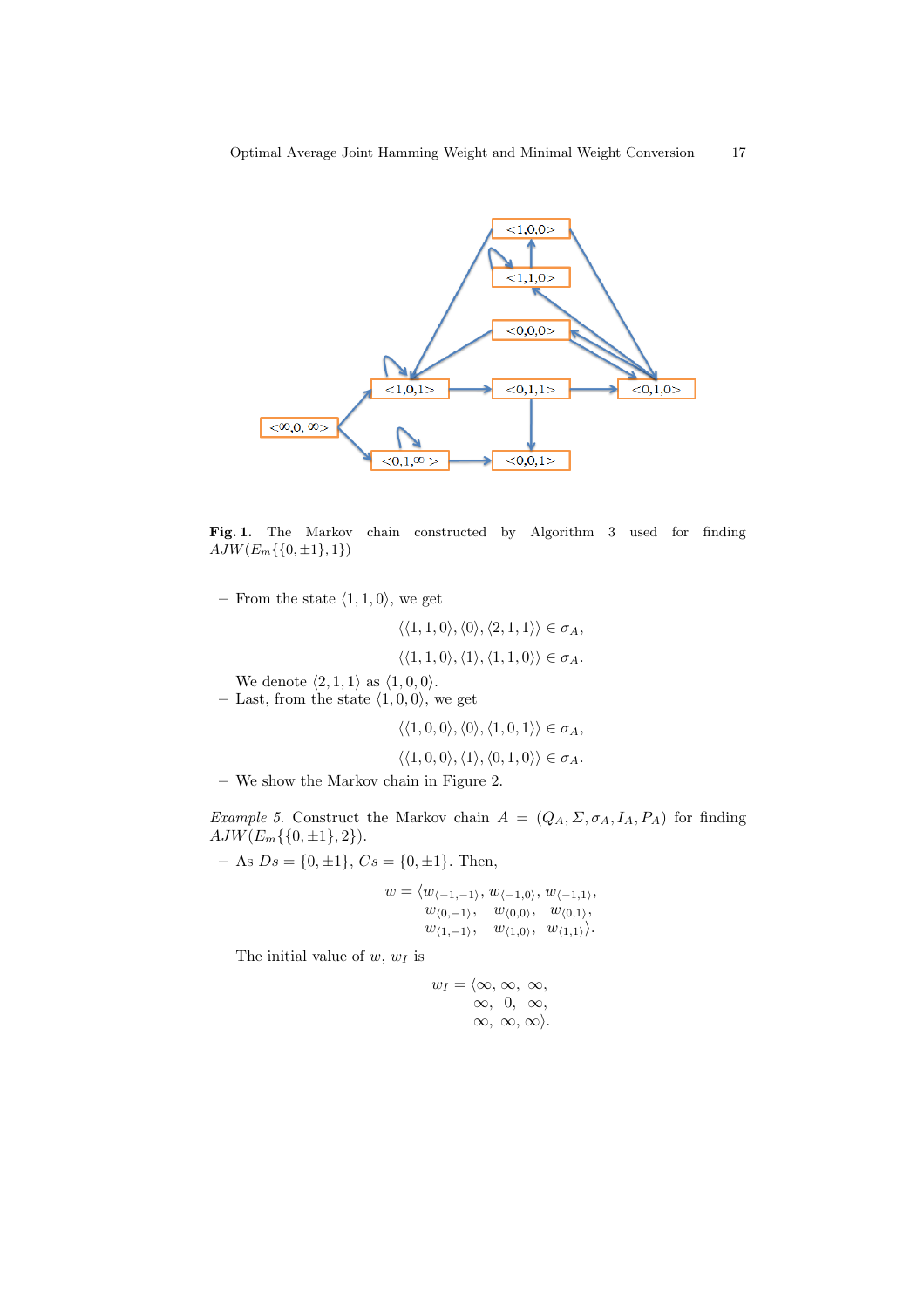**Fig. 1.** The Markov chain constructed by Algorithm 3 used for finding $AJW(E_m\{0,\pm1\},1\})$

– From the state $\langle 1,1,0\rangle$, we get

$$\langle\langle 1,1,0\rangle, \langle 0\rangle, \langle 2,1,1\rangle\rangle \in \sigma_A,$$

$$\langle\langle 1,1,0\rangle, \langle 1\rangle, \langle 1,1,0\rangle\rangle \in \sigma_A.$$

We denote $\langle 2,1,1\rangle$ as $\langle 1,0,0\rangle$.

– Last, from the state $\langle 1,0,0\rangle$, we get

$$\langle\langle 1,0,0\rangle, \langle 0\rangle, \langle 1,0,1\rangle\rangle \in \sigma_A,$$

$$\langle\langle 1,0,0\rangle, \langle 1\rangle, \langle 0,1,0\rangle\rangle \in \sigma_A.$$

– We show the Markov chain in Figure 2.

*Example 5.* Construct the Markov chain $A = (Q_A, \Sigma, \sigma_A, I_A, P_A)$ for finding $AJW(E_m\{\{0,\pm1\},2\})$.

– As $Ds = \{0,\pm1\}$, $Cs = \{0,\pm1\}$. Then,

$$w = \langle w_{\langle -1,-1\rangle}, w_{\langle -1,0\rangle}, w_{\langle -1,1\rangle}, \\ w_{\langle 0,-1\rangle}, \quad w_{\langle 0,0\rangle}, \quad w_{\langle 0,1\rangle}, \\ w_{\langle 1,-1\rangle}, \quad w_{\langle 1,0\rangle}, \quad w_{\langle 1,1\rangle}\rangle.$$

The initial value of $w$, $w_I$ is

$$w_I = \langle \infty, \infty, \infty, \\ \infty, \ 0, \ \infty, \\ \infty, \infty, \infty\rangle.$$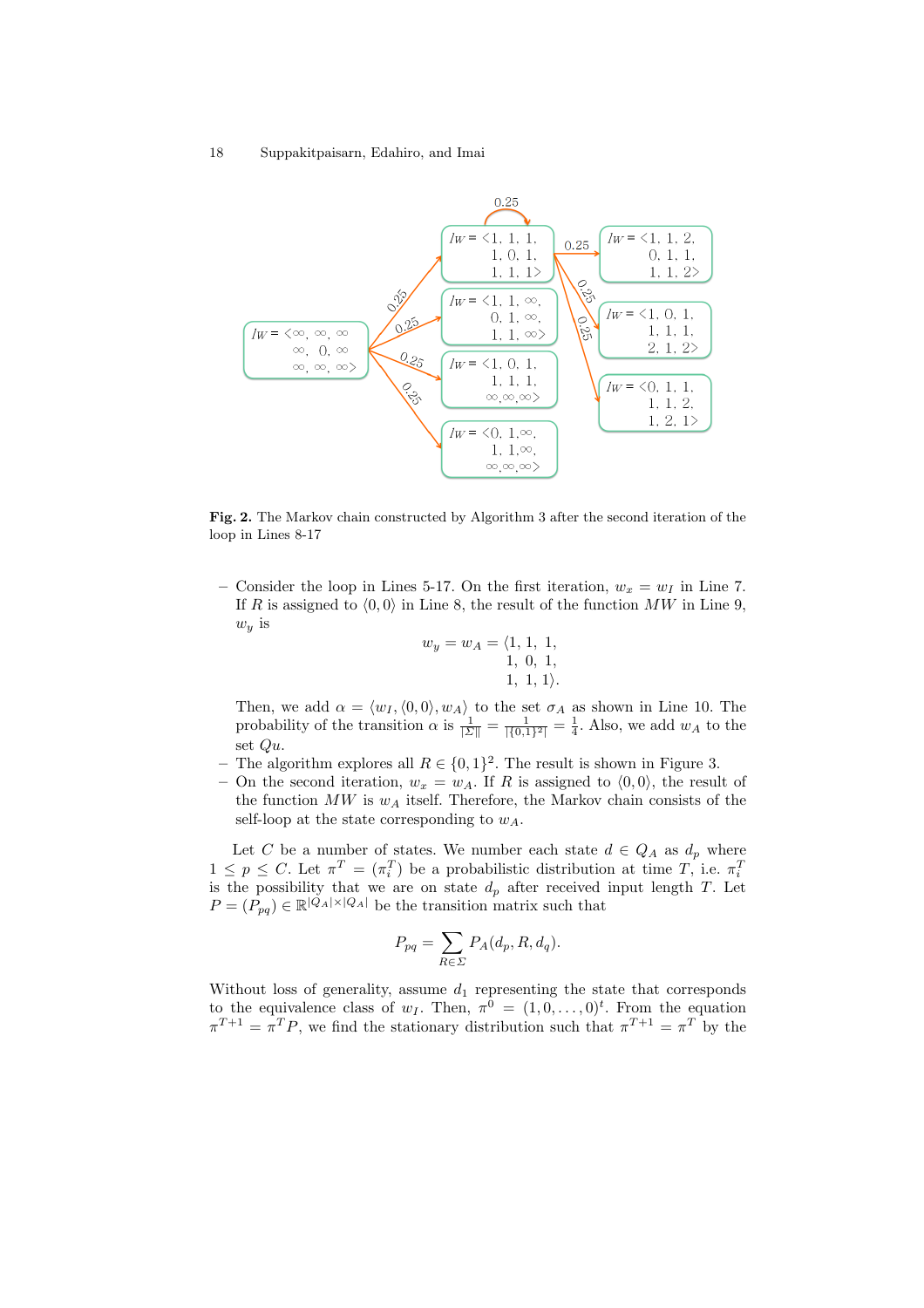**Fig. 2.** The Markov chain constructed by Algorithm 3 after the second iteration of the loop in Lines 8-17

- Consider the loop in Lines 5-17. On the first iteration, $w_x = w_I$ in Line 7. If $R$ is assigned to $\langle 0, 0\rangle$ in Line 8, the result of the function $MW$ in Line 9, $w_y$ is

$$w_y = w_A = \langle 1,\ 1,\ 1,\\ 1,\ 0,\ 1,\\ 1,\ 1,\ 1\rangle.$$

  Then, we add $\alpha = \langle w_I, \langle 0, 0\rangle, w_A\rangle$ to the set $\sigma_A$ as shown in Line 10. The probability of the transition $\alpha$ is $\frac{1}{|\Sigma|} = \frac{1}{|\{0,1\}^2|} = \frac{1}{4}$. Also, we add $w_A$ to the set $Qu$.
- The algorithm explores all $R \in \{0, 1\}^2$. The result is shown in Figure 3.
- On the second iteration, $w_x = w_A$. If $R$ is assigned to $\langle 0, 0\rangle$, the result of the function $MW$ is $w_A$ itself. Therefore, the Markov chain consists of the self-loop at the state corresponding to $w_A$.

Let $C$ be a number of states. We number each state $d \in Q_A$ as $d_p$ where $1 \leq p \leq C$. Let $\pi^T = (\pi_i^T)$ be a probabilistic distribution at time $T$, i.e. $\pi_i^T$ is the possibility that we are on state $d_p$ after received input length $T$. Let $P = (P_{pq}) \in \mathbb{R}^{|Q_A| \times |Q_A|}$ be the transition matrix such that

$$P_{pq} = \sum_{R \in \Sigma} P_A(d_p, R, d_q).$$

Without loss of generality, assume $d_1$ representing the state that corresponds to the equivalence class of $w_I$. Then, $\pi^0 = (1, 0, \dots, 0)^t$. From the equation $\pi^{T+1} = \pi^T P$, we find the stationary distribution such that $\pi^{T+1} = \pi^T$ by the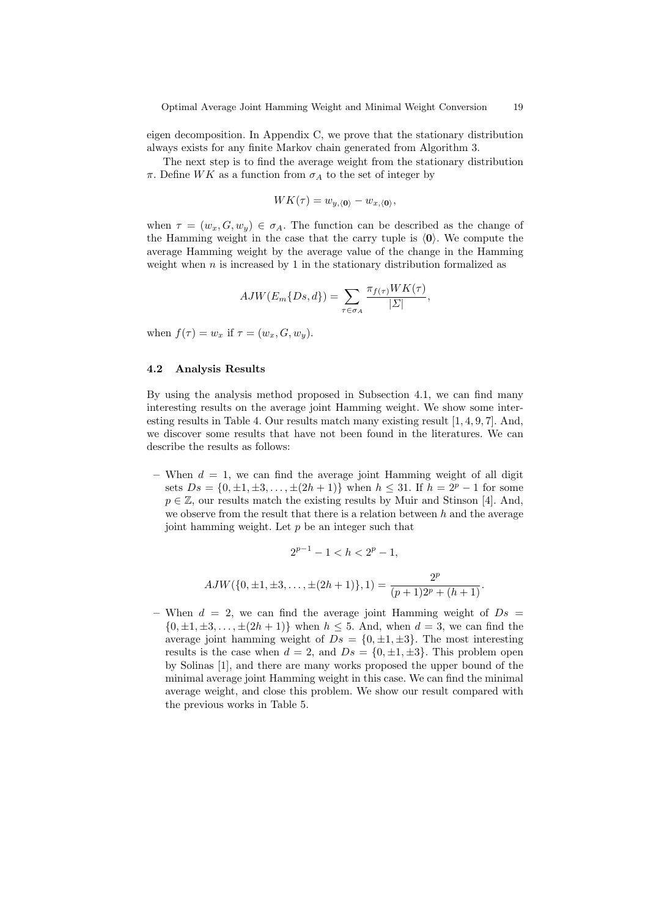eigen decomposition. In Appendix C, we prove that the stationary distribution always exists for any finite Markov chain generated from Algorithm 3.

The next step is to find the average weight from the stationary distribution $\pi$. Define $WK$ as a function from $\sigma_A$ to the set of integer by

$$WK(\tau) = w_{y,\langle \mathbf{0} \rangle} - w_{x,\langle \mathbf{0} \rangle},$$

when $\tau = (w_x, G, w_y) \in \sigma_A$. The function can be described as the change of the Hamming weight in the case that the carry tuple is $\langle \mathbf{0} \rangle$. We compute the average Hamming weight by the average value of the change in the Hamming weight when $n$ is increased by 1 in the stationary distribution formalized as

$$AJW(E_m\{Ds, d\}) = \sum_{\tau \in \sigma_A} \frac{\pi_{f(\tau)} WK(\tau)}{|\Sigma|},$$

when $f(\tau) = w_x$ if $\tau = (w_x, G, w_y)$.

### 4.2 Analysis Results

By using the analysis method proposed in Subsection 4.1, we can find many interesting results on the average joint Hamming weight. We show some interesting results in Table 4. Our results match many existing result [1, 4, 9, 7]. And, we discover some results that have not been found in the literatures. We can describe the results as follows:

- When $d = 1$, we can find the average joint Hamming weight of all digit sets $Ds = \{0, \pm 1, \pm 3, \ldots, \pm(2h+1)\}$ when $h \leq 31$. If $h = 2^p - 1$ for some $p \in \mathbb{Z}$, our results match the existing results by Muir and Stinson [4]. And, we observe from the result that there is a relation between $h$ and the average joint hamming weight. Let $p$ be an integer such that

$$2^{p-1} - 1 < h < 2^p - 1,$$

$$AJW(\{0, \pm 1, \pm 3, \ldots, \pm(2h+1)\}, 1) = \frac{2^p}{(p+1)2^p + (h+1)}.$$

- When $d = 2$, we can find the average joint Hamming weight of $Ds = \{0, \pm 1, \pm 3, \ldots, \pm(2h+1)\}$ when $h \leq 5$. And, when $d = 3$, we can find the average joint hamming weight of $Ds = \{0, \pm 1, \pm 3\}$. The most interesting results is the case when $d = 2$, and $Ds = \{0, \pm 1, \pm 3\}$. This problem open by Solinas [1], and there are many works proposed the upper bound of the minimal average joint Hamming weight in this case. We can find the minimal average weight, and close this problem. We show our result compared with the previous works in Table 5.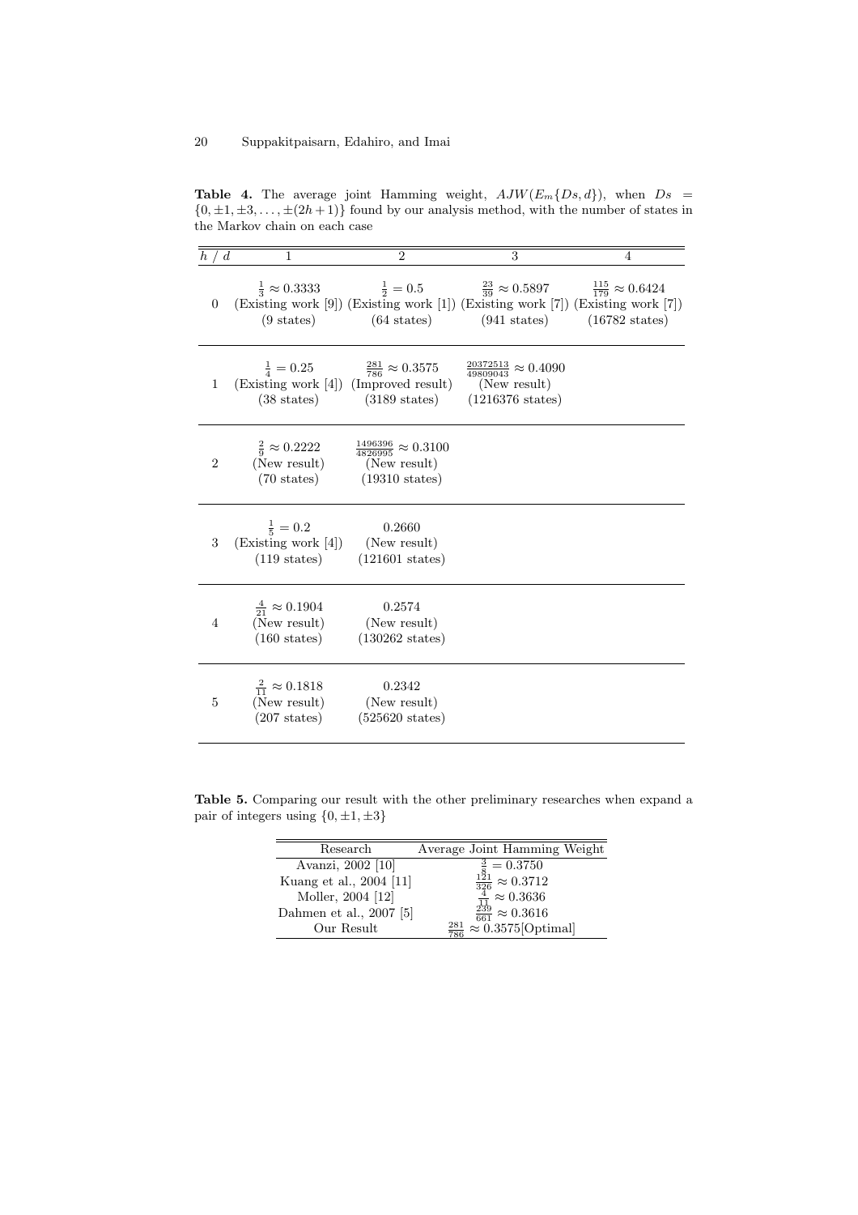**Table 4.** The average joint Hamming weight, $AJW(E_m\{Ds, d\})$, when $Ds = \{0, \pm 1, \pm 3, \ldots, \pm(2h+1)\}$ found by our analysis method, with the number of states in the Markov chain on each case

| $h$ / $d$ | 1 | 2 | 3 | 4 |
|---|---|---|---|---|
| 0 | $\frac{1}{3} \approx 0.3333$ (Existing work [9]) (9 states) | $\frac{1}{2} = 0.5$ (Existing work [1]) (64 states) | $\frac{23}{39} \approx 0.5897$ (Existing work [7]) (941 states) | $\frac{115}{179} \approx 0.6424$ (Existing work [7]) (16782 states) |
| 1 | $\frac{1}{4} = 0.25$ (Existing work [4]) (38 states) | $\frac{281}{786} \approx 0.3575$ (Improved result) (3189 states) | $\frac{20372513}{49809043} \approx 0.4090$ (New result) (1216376 states) | |
| 2 | $\frac{2}{9} \approx 0.2222$ (New result) (70 states) | $\frac{1496396}{4826995} \approx 0.3100$ (New result) (19310 states) | | |
| 3 | $\frac{1}{5} = 0.2$ (Existing work [4]) (119 states) | 0.2660 (New result) (121601 states) | | |
| 4 | $\frac{4}{21} \approx 0.1904$ (New result) (160 states) | 0.2574 (New result) (130262 states) | | |
| 5 | $\frac{2}{11} \approx 0.1818$ (New result) (207 states) | 0.2342 (New result) (525620 states) | | |

**Table 5.** Comparing our result with the other preliminary researches when expand a pair of integers using $\{0, \pm 1, \pm 3\}$

| Research | Average Joint Hamming Weight |
|---|---|
| Avanzi, 2002 [10] | $\frac{3}{8} = 0.3750$ |
| Kuang et al., 2004 [11] | $\frac{121}{326} \approx 0.3712$ |
| Moller, 2004 [12] | $\frac{4}{11} \approx 0.3636$ |
| Dahmen et al., 2007 [5] | $\frac{239}{661} \approx 0.3616$ |
| Our Result | $\frac{281}{786} \approx 0.3575$[Optimal] |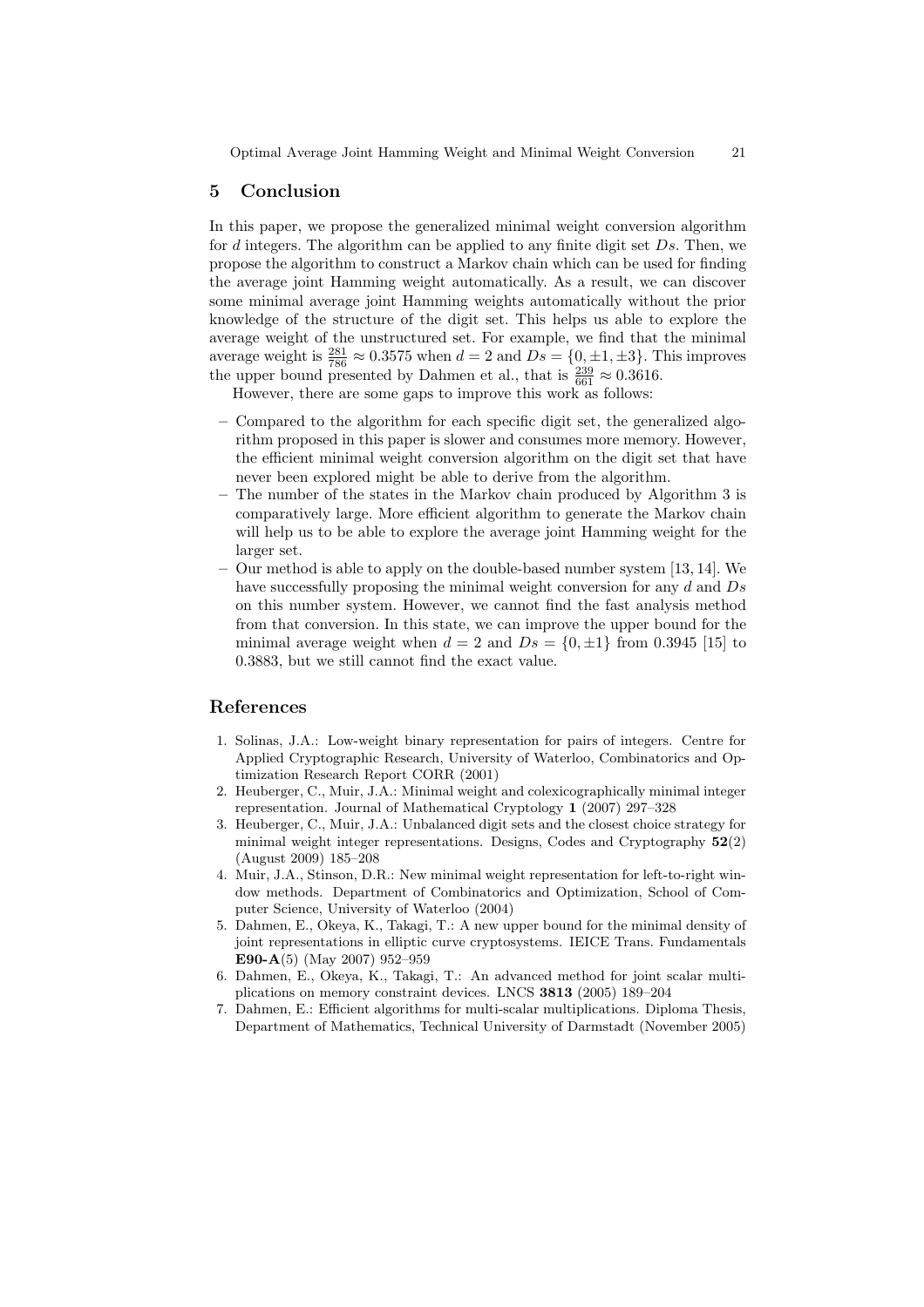## 5 Conclusion

In this paper, we propose the generalized minimal weight conversion algorithm for $d$ integers. The algorithm can be applied to any finite digit set $Ds$. Then, we propose the algorithm to construct a Markov chain which can be used for finding the average joint Hamming weight automatically. As a result, we can discover some minimal average joint Hamming weights automatically without the prior knowledge of the structure of the digit set. This helps us able to explore the average weight of the unstructured set. For example, we find that the minimal average weight is $\frac{281}{786} \approx 0.3575$ when $d = 2$ and $Ds = \{0, \pm 1, \pm 3\}$. This improves the upper bound presented by Dahmen et al., that is $\frac{239}{661} \approx 0.3616$.

However, there are some gaps to improve this work as follows:

- Compared to the algorithm for each specific digit set, the generalized algorithm proposed in this paper is slower and consumes more memory. However, the efficient minimal weight conversion algorithm on the digit set that have never been explored might be able to derive from the algorithm.
- The number of the states in the Markov chain produced by Algorithm 3 is comparatively large. More efficient algorithm to generate the Markov chain will help us to be able to explore the average joint Hamming weight for the larger set.
- Our method is able to apply on the double-based number system [13, 14]. We have successfully proposing the minimal weight conversion for any $d$ and $Ds$ on this number system. However, we cannot find the fast analysis method from that conversion. In this state, we can improve the upper bound for the minimal average weight when $d = 2$ and $Ds = \{0, \pm 1\}$ from 0.3945 [15] to 0.3883, but we still cannot find the exact value.

## References

1. Solinas, J.A.: Low-weight binary representation for pairs of integers. Centre for Applied Cryptographic Research, University of Waterloo, Combinatorics and Optimization Research Report CORR (2001)
2. Heuberger, C., Muir, J.A.: Minimal weight and colexicographically minimal integer representation. Journal of Mathematical Cryptology **1** (2007) 297–328
3. Heuberger, C., Muir, J.A.: Unbalanced digit sets and the closest choice strategy for minimal weight integer representations. Designs, Codes and Cryptography **52**(2) (August 2009) 185–208
4. Muir, J.A., Stinson, D.R.: New minimal weight representation for left-to-right window methods. Department of Combinatorics and Optimization, School of Computer Science, University of Waterloo (2004)
5. Dahmen, E., Okeya, K., Takagi, T.: A new upper bound for the minimal density of joint representations in elliptic curve cryptosystems. IEICE Trans. Fundamentals **E90-A**(5) (May 2007) 952–959
6. Dahmen, E., Okeya, K., Takagi, T.: An advanced method for joint scalar multiplications on memory constraint devices. LNCS **3813** (2005) 189–204
7. Dahmen, E.: Efficient algorithms for multi-scalar multiplications. Diploma Thesis, Department of Mathematics, Technical University of Darmstadt (November 2005)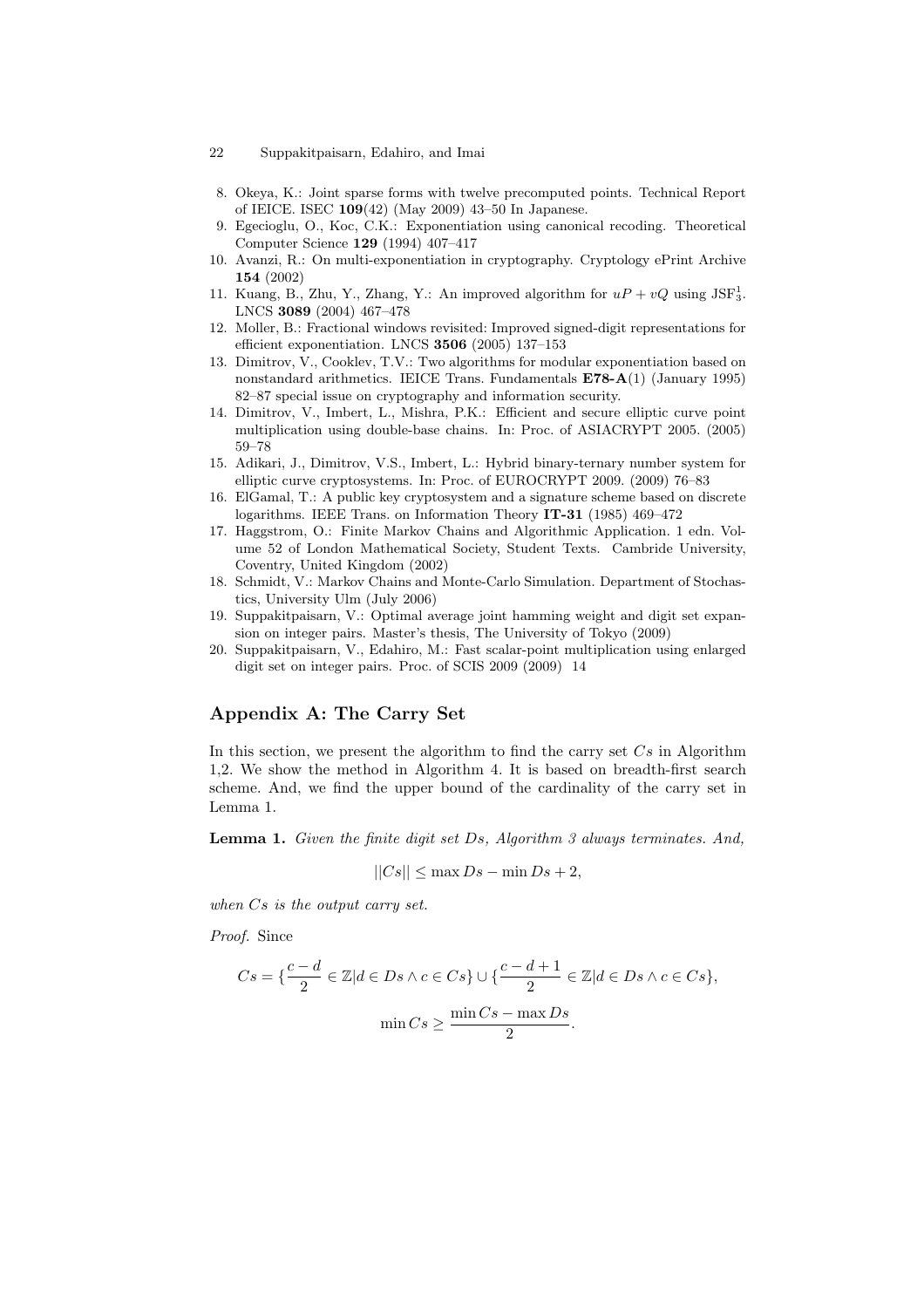8. Okeya, K.: Joint sparse forms with twelve precomputed points. Technical Report of IEICE. ISEC **109**(42) (May 2009) 43–50 In Japanese.
9. Egecioglu, O., Koc, C.K.: Exponentiation using canonical recoding. Theoretical Computer Science **129** (1994) 407–417
10. Avanzi, R.: On multi-exponentiation in cryptography. Cryptology ePrint Archive **154** (2002)
11. Kuang, B., Zhu, Y., Zhang, Y.: An improved algorithm for $uP + vQ$ using $\mathrm{JSF}_3^1$. LNCS **3089** (2004) 467–478
12. Moller, B.: Fractional windows revisited: Improved signed-digit representations for efficient exponentiation. LNCS **3506** (2005) 137–153
13. Dimitrov, V., Cooklev, T.V.: Two algorithms for modular exponentiation based on nonstandard arithmetics. IEICE Trans. Fundamentals **E78-A**(1) (January 1995) 82–87 special issue on cryptography and information security.
14. Dimitrov, V., Imbert, L., Mishra, P.K.: Efficient and secure elliptic curve point multiplication using double-base chains. In: Proc. of ASIACRYPT 2005. (2005) 59–78
15. Adikari, J., Dimitrov, V.S., Imbert, L.: Hybrid binary-ternary number system for elliptic curve cryptosystems. In: Proc. of EUROCRYPT 2009. (2009) 76–83
16. ElGamal, T.: A public key cryptosystem and a signature scheme based on discrete logarithms. IEEE Trans. on Information Theory **IT-31** (1985) 469–472
17. Haggstrom, O.: Finite Markov Chains and Algorithmic Application. 1 edn. Volume 52 of London Mathematical Society, Student Texts. Cambride University, Coventry, United Kingdom (2002)
18. Schmidt, V.: Markov Chains and Monte-Carlo Simulation. Department of Stochastics, University Ulm (July 2006)
19. Suppakitpaisarn, V.: Optimal average joint hamming weight and digit set expansion on integer pairs. Master's thesis, The University of Tokyo (2009)
20. Suppakitpaisarn, V., Edahiro, M.: Fast scalar-point multiplication using enlarged digit set on integer pairs. Proc. of SCIS 2009 (2009) 14

## Appendix A: The Carry Set

In this section, we present the algorithm to find the carry set $Cs$ in Algorithm 1,2. We show the method in Algorithm 4. It is based on breadth-first search scheme. And, we find the upper bound of the cardinality of the carry set in Lemma 1.

**Lemma 1.** *Given the finite digit set $Ds$, Algorithm 3 always terminates. And,*

$$||Cs|| \leq \max Ds - \min Ds + 2,$$

*when $Cs$ is the output carry set.*

*Proof.* Since

$$Cs = \{\frac{c-d}{2} \in \mathbb{Z} | d \in Ds \wedge c \in Cs\} \cup \{\frac{c-d+1}{2} \in \mathbb{Z} | d \in Ds \wedge c \in Cs\},$$

$$\min Cs \geq \frac{\min Cs - \max Ds}{2}.$$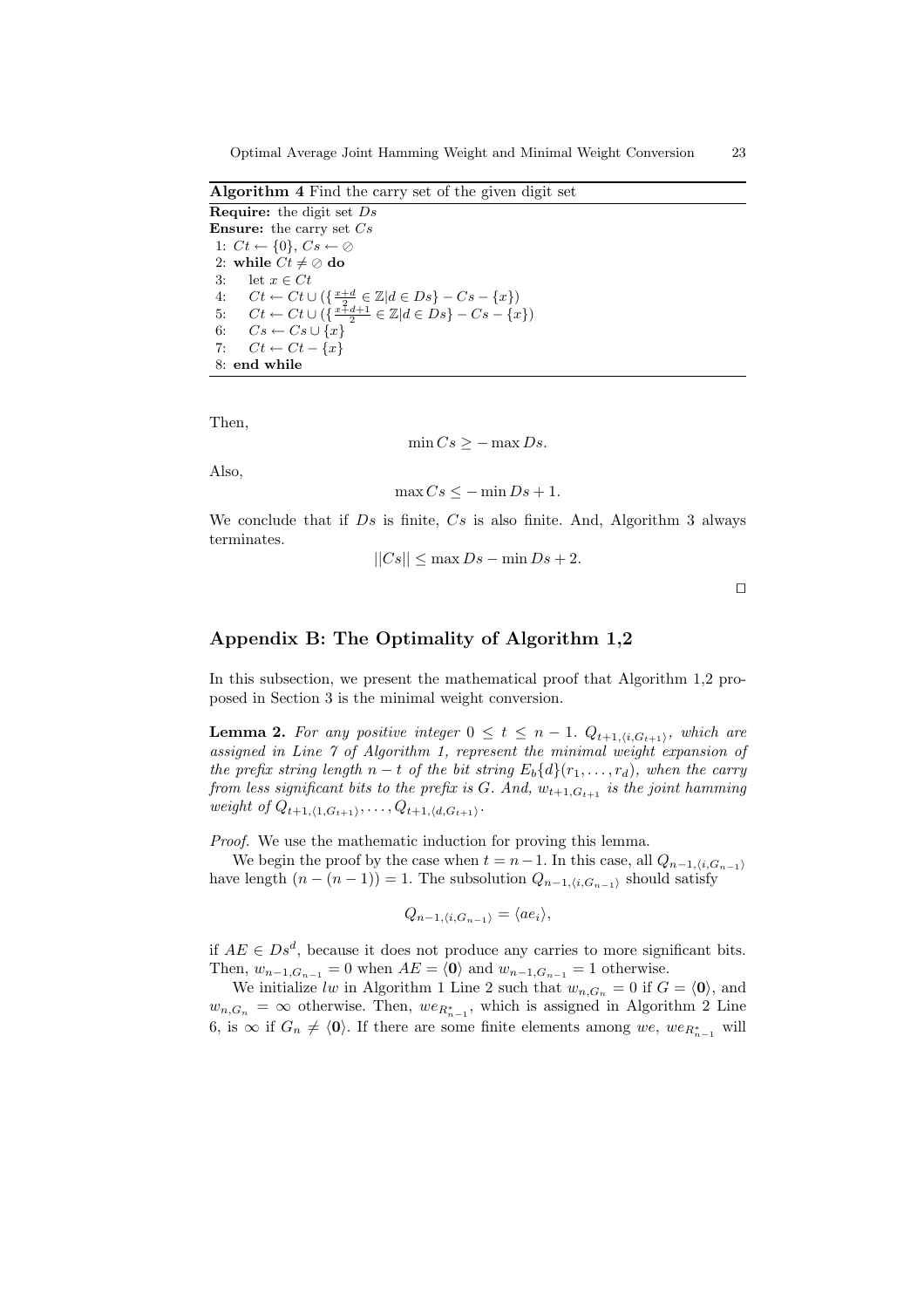**Algorithm 4** Find the carry set of the given digit set

**Require:** the digit set $Ds$
**Ensure:** the carry set $Cs$

```
1: Ct ← {0}, Cs ← ⊘
2: while Ct ≠ ⊘ do
3:     let x ∈ Ct
4:     Ct ← Ct ∪ ({(x+d)/2 ∈ ℤ | d ∈ Ds} − Cs − {x})
5:     Ct ← Ct ∪ ({(x+d+1)/2 ∈ ℤ | d ∈ Ds} − Cs − {x})
6:     Cs ← Cs ∪ {x}
7:     Ct ← Ct − {x}
8: end while
```

Then,

$$\min Cs \geq -\max Ds.$$

Also,

$$\max Cs \leq -\min Ds + 1.$$

We conclude that if $Ds$ is finite, $Cs$ is also finite. And, Algorithm 3 always terminates.

$$||Cs|| \leq \max Ds - \min Ds + 2.$$

□

## Appendix B: The Optimality of Algorithm 1,2

In this subsection, we present the mathematical proof that Algorithm 1,2 proposed in Section 3 is the minimal weight conversion.

**Lemma 2.** *For any positive integer $0 \leq t \leq n-1$. $Q_{t+1,\langle i,G_{t+1}\rangle}$, which are assigned in Line 7 of Algorithm 1, represent the minimal weight expansion of the prefix string length $n-t$ of the bit string $E_b\{d\}(r_1,\ldots,r_d)$, when the carry from less significant bits to the prefix is $G$. And, $w_{t+1,G_{t+1}}$ is the joint hamming weight of $Q_{t+1,\langle 1,G_{t+1}\rangle},\ldots,Q_{t+1,\langle d,G_{t+1}\rangle}$.*

*Proof.* We use the mathematic induction for proving this lemma.

We begin the proof by the case when $t = n-1$. In this case, all $Q_{n-1,\langle i,G_{n-1}\rangle}$ have length $(n-(n-1)) = 1$. The subsolution $Q_{n-1,\langle i,G_{n-1}\rangle}$ should satisfy

$$Q_{n-1,\langle i,G_{n-1}\rangle} = \langle ae_i\rangle,$$

if $AE \in Ds^d$, because it does not produce any carries to more significant bits. Then, $w_{n-1,G_{n-1}} = 0$ when $AE = \langle \mathbf{0}\rangle$ and $w_{n-1,G_{n-1}} = 1$ otherwise.

We initialize $lw$ in Algorithm 1 Line 2 such that $w_{n,G_n} = 0$ if $G = \langle \mathbf{0}\rangle$, and $w_{n,G_n} = \infty$ otherwise. Then, $we_{R^*_{n-1}}$, which is assigned in Algorithm 2 Line 6, is $\infty$ if $G_n \neq \langle \mathbf{0}\rangle$. If there are some finite elements among $we$, $we_{R^*_{n-1}}$ will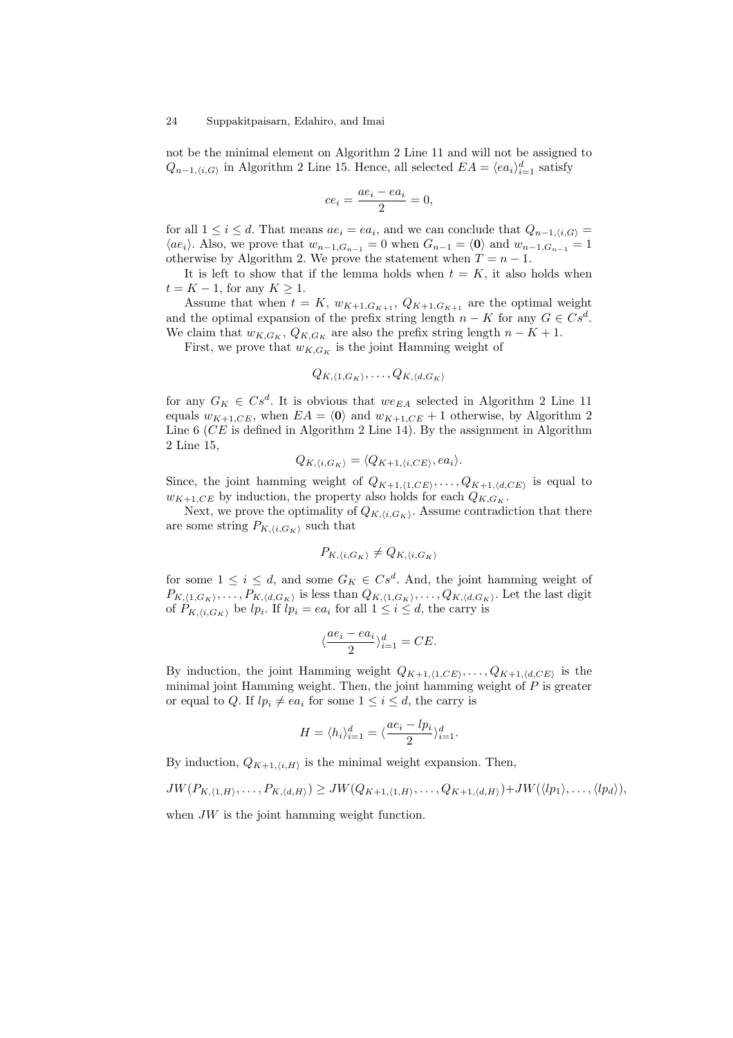not be the minimal element on Algorithm 2 Line 11 and will not be assigned to $Q_{n-1,\langle i,G \rangle}$ in Algorithm 2 Line 15. Hence, all selected $EA = \langle ea_i \rangle_{i=1}^d$ satisfy

$$ce_i = \frac{ae_i - ea_i}{2} = 0,$$

for all $1 \leq i \leq d$. That means $ae_i = ea_i$, and we can conclude that $Q_{n-1,\langle i,G \rangle} = \langle ae_i \rangle$. Also, we prove that $w_{n-1,G_{n-1}} = 0$ when $G_{n-1} = \langle \mathbf{0} \rangle$ and $w_{n-1,G_{n-1}} = 1$ otherwise by Algorithm 2. We prove the statement when $T = n - 1$.

It is left to show that if the lemma holds when $t = K$, it also holds when $t = K - 1$, for any $K \geq 1$.

Assume that when $t = K$, $w_{K+1,G_{K+1}}$, $Q_{K+1,G_{K+1}}$ are the optimal weight and the optimal expansion of the prefix string length $n - K$ for any $G \in Cs^d$. We claim that $w_{K,G_K}$, $Q_{K,G_K}$ are also the prefix string length $n - K + 1$.

First, we prove that $w_{K,G_K}$ is the joint Hamming weight of

$$Q_{K,\langle 1,G_K \rangle}, \ldots, Q_{K,\langle d,G_K \rangle}$$

for any $G_K \in Cs^d$. It is obvious that $we_{EA}$ selected in Algorithm 2 Line 11 equals $w_{K+1,CE}$, when $EA = \langle \mathbf{0} \rangle$ and $w_{K+1,CE} + 1$ otherwise, by Algorithm 2 Line 6 ($CE$ is defined in Algorithm 2 Line 14). By the assignment in Algorithm 2 Line 15,

$$Q_{K,\langle i,G_K \rangle} = \langle Q_{K+1,\langle i,CE \rangle}, ea_i \rangle.$$

Since, the joint hamming weight of $Q_{K+1,\langle 1,CE \rangle}, \ldots, Q_{K+1,\langle d,CE \rangle}$ is equal to $w_{K+1,CE}$ by induction, the property also holds for each $Q_{K,G_K}$.

Next, we prove the optimality of $Q_{K,\langle i,G_K \rangle}$. Assume contradiction that there are some string $P_{K,\langle i,G_K \rangle}$ such that

$$P_{K,\langle i,G_K \rangle} \neq Q_{K,\langle i,G_K \rangle}$$

for some $1 \leq i \leq d$, and some $G_K \in Cs^d$. And, the joint hamming weight of $P_{K,\langle 1,G_K \rangle}, \ldots, P_{K,\langle d,G_K \rangle}$ is less than $Q_{K,\langle 1,G_K \rangle}, \ldots, Q_{K,\langle d,G_K \rangle}$. Let the last digit of $P_{K,\langle i,G_K \rangle}$ be $lp_i$. If $lp_i = ea_i$ for all $1 \leq i \leq d$, the carry is

$$\langle \frac{ae_i - ea_i}{2} \rangle_{i=1}^d = CE.$$

By induction, the joint Hamming weight $Q_{K+1,\langle 1,CE \rangle}, \ldots, Q_{K+1,\langle d,CE \rangle}$ is the minimal joint Hamming weight. Then, the joint hamming weight of $P$ is greater or equal to $Q$. If $lp_i \neq ea_i$ for some $1 \leq i \leq d$, the carry is

$$H = \langle h_i \rangle_{i=1}^d = \langle \frac{ae_i - lp_i}{2} \rangle_{i=1}^d.$$

By induction, $Q_{K+1,\langle i,H \rangle}$ is the minimal weight expansion. Then,

$$JW(P_{K,\langle 1,H \rangle}, \ldots, P_{K,\langle d,H \rangle}) \geq JW(Q_{K+1,\langle 1,H \rangle}, \ldots, Q_{K+1,\langle d,H \rangle}) + JW(\langle lp_1 \rangle, \ldots, \langle lp_d \rangle),$$

when $JW$ is the joint hamming weight function.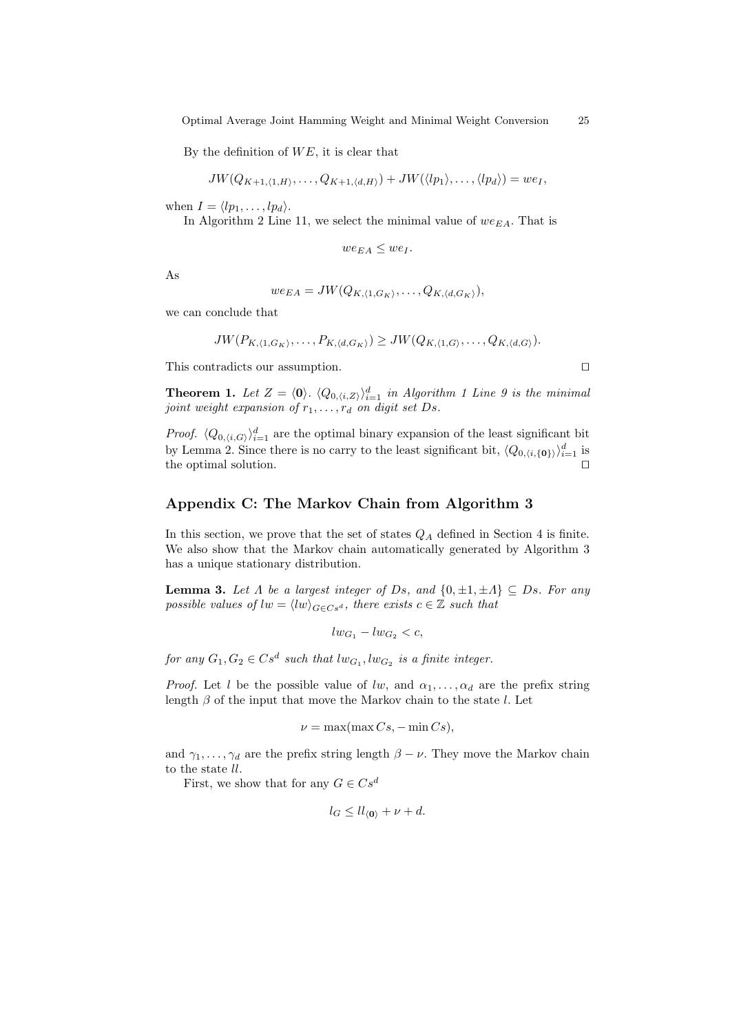By the definition of $WE$, it is clear that

$$JW(Q_{K+1,\langle 1,H\rangle},\ldots,Q_{K+1,\langle d,H\rangle}) + JW(\langle lp_1\rangle,\ldots,\langle lp_d\rangle) = we_I,$$

when $I = \langle lp_1,\ldots,lp_d\rangle$.

In Algorithm 2 Line 11, we select the minimal value of $we_{EA}$. That is

$$we_{EA} \leq we_I.$$

As

$$we_{EA} = JW(Q_{K,\langle 1,G_K\rangle},\ldots,Q_{K,\langle d,G_K\rangle}),$$

we can conclude that

$$JW(P_{K,\langle 1,G_K\rangle},\ldots,P_{K,\langle d,G_K\rangle}) \geq JW(Q_{K,\langle 1,G\rangle},\ldots,Q_{K,\langle d,G\rangle}).$$

This contradicts our assumption. □

**Theorem 1.** *Let $Z = \langle \mathbf{0}\rangle$. $\langle Q_{0,\langle i,Z\rangle}\rangle_{i=1}^{d}$ in Algorithm 1 Line 9 is the minimal joint weight expansion of $r_1,\ldots,r_d$ on digit set $Ds$.*

*Proof.* $\langle Q_{0,\langle i,G\rangle}\rangle_{i=1}^{d}$ are the optimal binary expansion of the least significant bit by Lemma 2. Since there is no carry to the least significant bit, $\langle Q_{0,\langle i,\{\mathbf{0}\}\rangle}\rangle_{i=1}^{d}$ is the optimal solution. □

## Appendix C: The Markov Chain from Algorithm 3

In this section, we prove that the set of states $Q_A$ defined in Section 4 is finite. We also show that the Markov chain automatically generated by Algorithm 3 has a unique stationary distribution.

**Lemma 3.** *Let $\Lambda$ be a largest integer of $Ds$, and $\{0,\pm 1,\pm\Lambda\} \subseteq Ds$. For any possible values of $lw = \langle lw\rangle_{G\in Cs^d}$, there exists $c \in \mathbb{Z}$ such that*

$$lw_{G_1} - lw_{G_2} < c,$$

*for any $G_1, G_2 \in Cs^d$ such that $lw_{G_1}, lw_{G_2}$ is a finite integer.*

*Proof.* Let $l$ be the possible value of $lw$, and $\alpha_1,\ldots,\alpha_d$ are the prefix string length $\beta$ of the input that move the Markov chain to the state $l$. Let

$$\nu = \max(\max Cs, -\min Cs),$$

and $\gamma_1,\ldots,\gamma_d$ are the prefix string length $\beta - \nu$. They move the Markov chain to the state $ll$.

First, we show that for any $G \in Cs^d$

$$l_G \leq ll_{\langle \mathbf{0}\rangle} + \nu + d.$$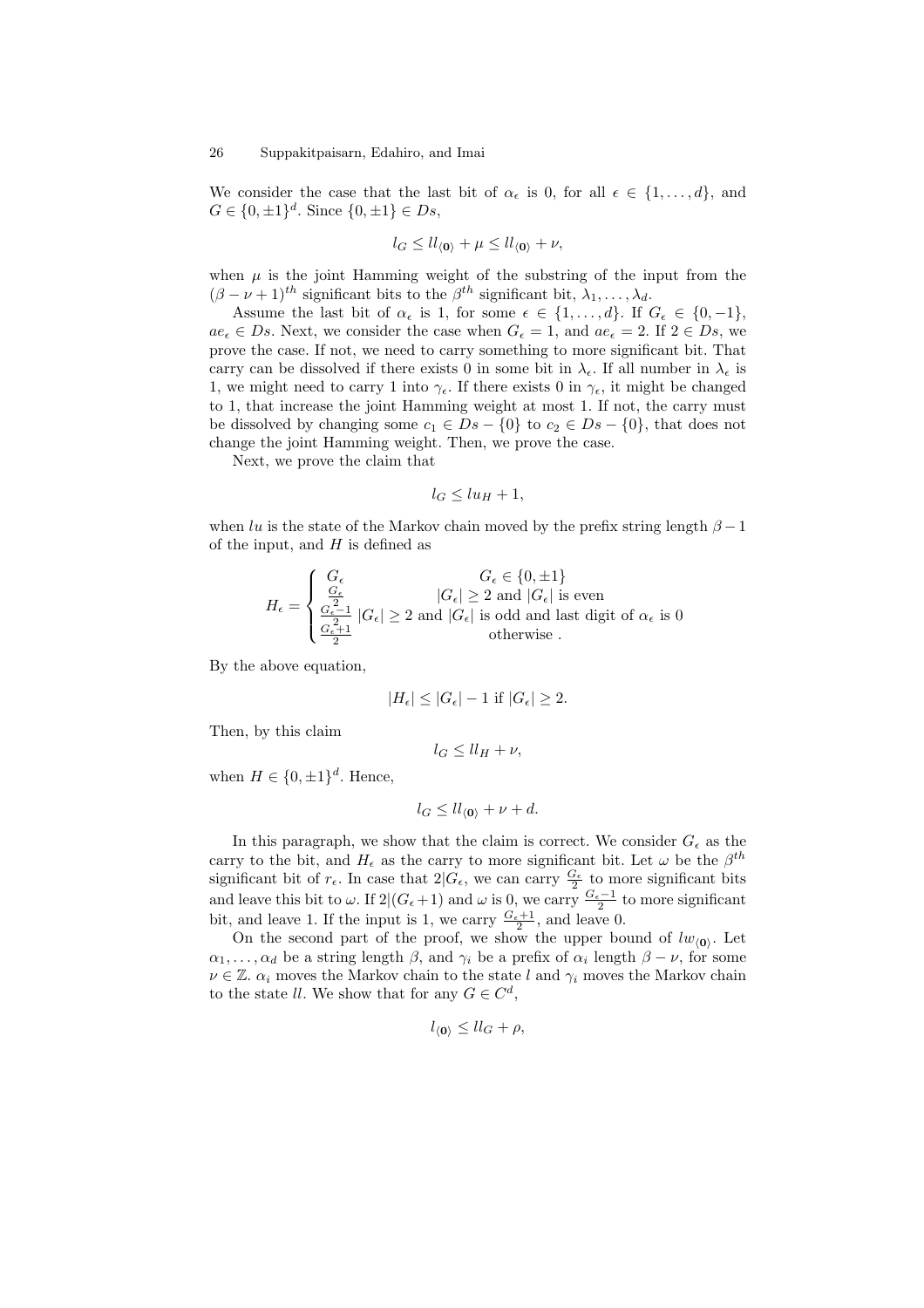We consider the case that the last bit of $\alpha_\epsilon$ is 0, for all $\epsilon \in \{1, \ldots, d\}$, and $G \in \{0, \pm 1\}^d$. Since $\{0, \pm 1\} \in Ds$,

$$l_G \leq ll_{\langle \mathbf{0} \rangle} + \mu \leq ll_{\langle \mathbf{0} \rangle} + \nu,$$

when $\mu$ is the joint Hamming weight of the substring of the input from the $(\beta - \nu + 1)^{th}$ significant bits to the $\beta^{th}$ significant bit, $\lambda_1, \ldots, \lambda_d$.

Assume the last bit of $\alpha_\epsilon$ is 1, for some $\epsilon \in \{1, \ldots, d\}$. If $G_\epsilon \in \{0, -1\}$, $ae_\epsilon \in Ds$. Next, we consider the case when $G_\epsilon = 1$, and $ae_\epsilon = 2$. If $2 \in Ds$, we prove the case. If not, we need to carry something to more significant bit. That carry can be dissolved if there exists 0 in some bit in $\lambda_\epsilon$. If all number in $\lambda_\epsilon$ is 1, we might need to carry 1 into $\gamma_\epsilon$. If there exists 0 in $\gamma_\epsilon$, it might be changed to 1, that increase the joint Hamming weight at most 1. If not, the carry must be dissolved by changing some $c_1 \in Ds - \{0\}$ to $c_2 \in Ds - \{0\}$, that does not change the joint Hamming weight. Then, we prove the case.

Next, we prove the claim that

$$l_G \leq lu_H + 1,$$

when $lu$ is the state of the Markov chain moved by the prefix string length $\beta - 1$ of the input, and $H$ is defined as

$$H_\epsilon = \begin{cases} G_\epsilon & G_\epsilon \in \{0, \pm 1\} \\ \frac{G_\epsilon}{2} & |G_\epsilon| \geq 2 \text{ and } |G_\epsilon| \text{ is even} \\ \frac{G_\epsilon - 1}{2} & |G_\epsilon| \geq 2 \text{ and } |G_\epsilon| \text{ is odd and last digit of } \alpha_\epsilon \text{ is } 0 \\ \frac{G_\epsilon + 1}{2} & \text{otherwise .} \end{cases}$$

By the above equation,

$$|H_\epsilon| \leq |G_\epsilon| - 1 \text{ if } |G_\epsilon| \geq 2.$$

Then, by this claim

$$l_G \leq ll_H + \nu,$$

when $H \in \{0, \pm 1\}^d$. Hence,

$$l_G \leq ll_{\langle \mathbf{0} \rangle} + \nu + d.$$

In this paragraph, we show that the claim is correct. We consider $G_\epsilon$ as the carry to the bit, and $H_\epsilon$ as the carry to more significant bit. Let $\omega$ be the $\beta^{th}$ significant bit of $r_\epsilon$. In case that $2|G_\epsilon$, we can carry $\frac{G_\epsilon}{2}$ to more significant bits and leave this bit to $\omega$. If $2|(G_\epsilon + 1)$ and $\omega$ is 0, we carry $\frac{G_\epsilon - 1}{2}$ to more significant bit, and leave 1. If the input is 1, we carry $\frac{G_\epsilon + 1}{2}$, and leave 0.

On the second part of the proof, we show the upper bound of $lw_{\langle \mathbf{0} \rangle}$. Let $\alpha_1, \ldots, \alpha_d$ be a string length $\beta$, and $\gamma_i$ be a prefix of $\alpha_i$ length $\beta - \nu$, for some $\nu \in \mathbb{Z}$. $\alpha_i$ moves the Markov chain to the state $l$ and $\gamma_i$ moves the Markov chain to the state $ll$. We show that for any $G \in C^d$,

$$l_{\langle \mathbf{0} \rangle} \leq ll_G + \rho,$$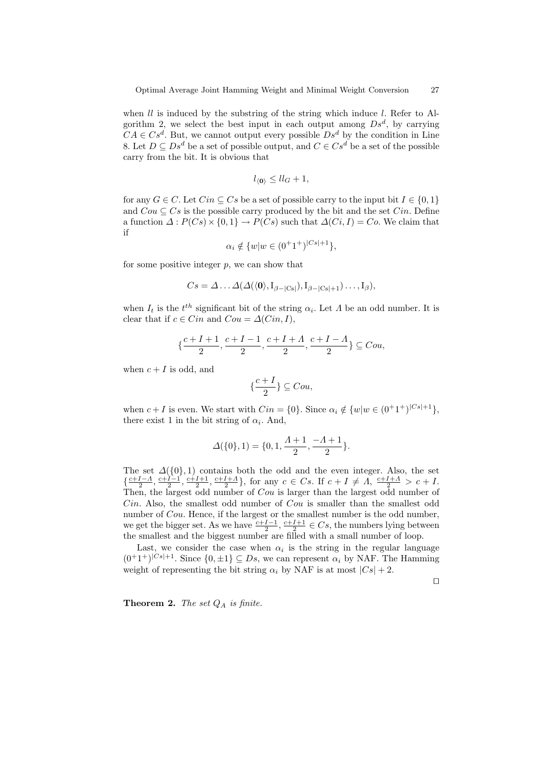when $ll$ is induced by the substring of the string which induce $l$. Refer to Algorithm 2, we select the best input in each output among $Ds^d$, by carrying $CA \in Cs^d$. But, we cannot output every possible $Ds^d$ by the condition in Line 8. Let $D \subseteq Ds^d$ be a set of possible output, and $C \in Cs^d$ be a set of the possible carry from the bit. It is obvious that

$$l_{\langle \mathbf{0} \rangle} \leq ll_G + 1,$$

for any $G \in C$. Let $Cin \subseteq Cs$ be a set of possible carry to the input bit $I \in \{0, 1\}$ and $Cou \subseteq Cs$ is the possible carry produced by the bit and the set $Cin$. Define a function $\Delta : P(Cs) \times \{0, 1\} \rightarrow P(Cs)$ such that $\Delta(Ci, I) = Co$. We claim that if

$$\alpha_i \notin \{w | w \in (0^+1^+)^{|Cs|+1}\},$$

for some positive integer $p$, we can show that

$$Cs = \Delta \ldots \Delta(\Delta(\langle \mathbf{0} \rangle, \mathrm{I}_{\beta - |\mathrm{Cs}|}), \mathrm{I}_{\beta - |\mathrm{Cs}|+1}) \ldots, \mathrm{I}_{\beta}),$$

when $I_t$ is the $t^{th}$ significant bit of the string $\alpha_i$. Let $\Lambda$ be an odd number. It is clear that if $c \in Cin$ and $Cou = \Delta(Cin, I)$,

$$\{\frac{c + I + 1}{2}, \frac{c + I - 1}{2}, \frac{c + I + \Lambda}{2}, \frac{c + I - \Lambda}{2}\} \subseteq Cou,$$

when $c + I$ is odd, and

$$\{\frac{c + I}{2}\} \subseteq Cou,$$

when $c + I$ is even. We start with $Cin = \{0\}$. Since $\alpha_i \notin \{w | w \in (0^+1^+)^{|Cs|+1}\}$, there exist 1 in the bit string of $\alpha_i$. And,

$$\Delta(\{0\}, 1) = \{0, 1, \frac{\Lambda + 1}{2}, \frac{-\Lambda + 1}{2}\}.$$

The set $\Delta(\{0\}, 1)$ contains both the odd and the even integer. Also, the set $\{\frac{c+I-\Lambda}{2}, \frac{c+I-1}{2}, \frac{c+I+1}{2}, \frac{c+I+\Lambda}{2}\}$, for any $c \in Cs$. If $c + I \neq \Lambda$, $\frac{c+I+\Lambda}{2} > c + I$. Then, the largest odd number of $Cou$ is larger than the largest odd number of $Cin$. Also, the smallest odd number of $Cou$ is smaller than the smallest odd number of $Cou$. Hence, if the largest or the smallest number is the odd number, we get the bigger set. As we have $\frac{c+I-1}{2}, \frac{c+I+1}{2} \in Cs$, the numbers lying between the smallest and the biggest number are filled with a small number of loop.

Last, we consider the case when $\alpha_i$ is the string in the regular language $(0^+1^+)^{|Cs|+1}$. Since $\{0, \pm 1\} \subseteq Ds$, we can represent $\alpha_i$ by NAF. The Hamming weight of representing the bit string $\alpha_i$ by NAF is at most $|Cs| + 2$.

□

**Theorem 2.** *The set $Q_A$ is finite.*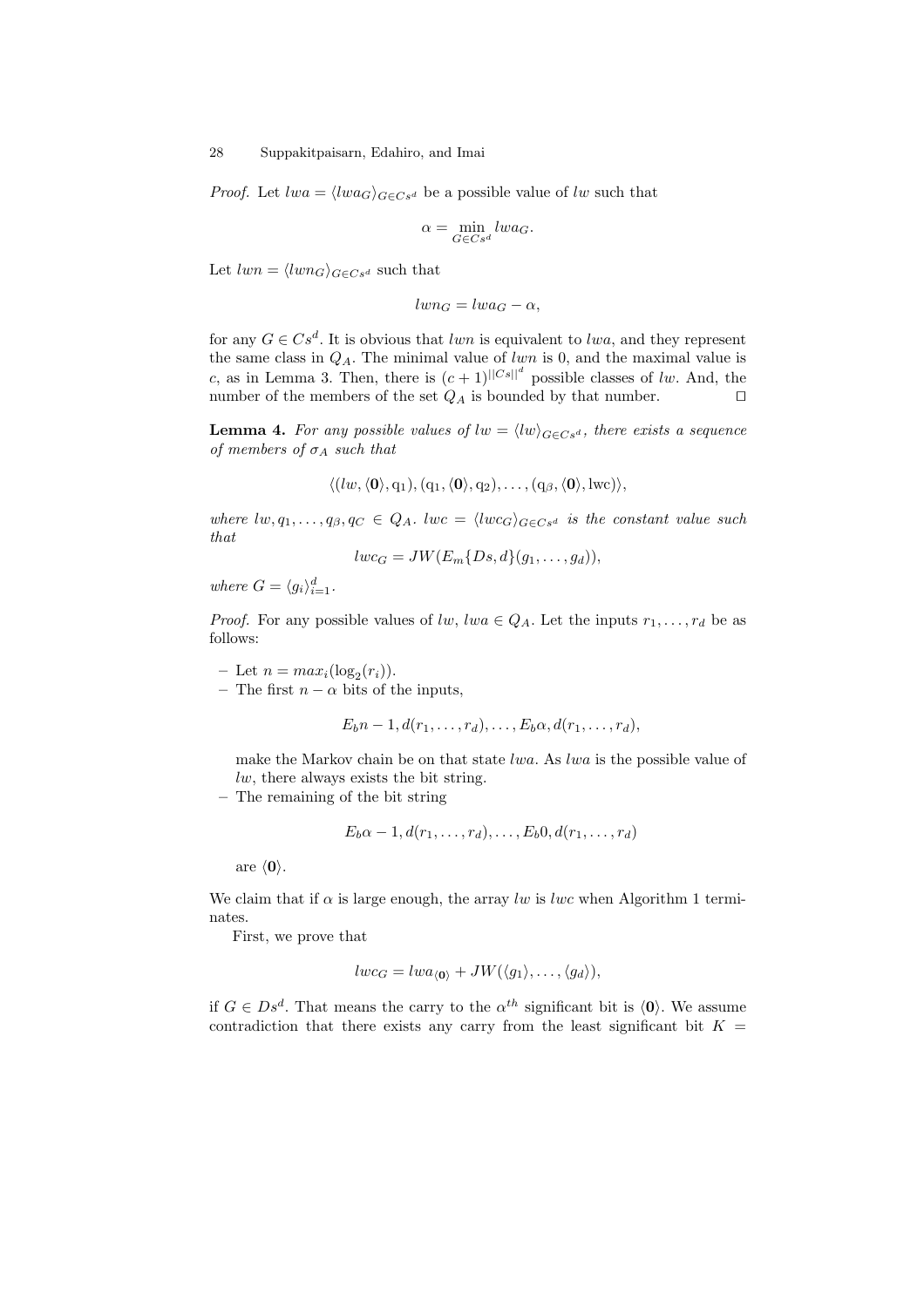*Proof.* Let $lwa = \langle lwa_G \rangle_{G \in Cs^d}$ be a possible value of $lw$ such that

$$\alpha = \min_{G \in Cs^d} lwa_G.$$

Let $lwn = \langle lwn_G \rangle_{G \in Cs^d}$ such that

$$lwn_G = lwa_G - \alpha,$$

for any $G \in Cs^d$. It is obvious that $lwn$ is equivalent to $lwa$, and they represent the same class in $Q_A$. The minimal value of $lwn$ is 0, and the maximal value is $c$, as in Lemma 3. Then, there is $(c+1)^{||Cs||^d}$ possible classes of $lw$. And, the number of the members of the set $Q_A$ is bounded by that number. ◻

**Lemma 4.** *For any possible values of $lw = \langle lw \rangle_{G \in Cs^d}$, there exists a sequence of members of $\sigma_A$ such that*

$$\langle (lw, \langle \mathbf{0} \rangle, \mathrm{q}_1), (\mathrm{q}_1, \langle \mathbf{0} \rangle, \mathrm{q}_2), \ldots, (\mathrm{q}_\beta, \langle \mathbf{0} \rangle, \mathrm{lwc}) \rangle,$$

*where $lw, q_1, \ldots, q_\beta, q_C \in Q_A$. $lwc = \langle lwc_G \rangle_{G \in Cs^d}$ is the constant value such that*

$$lwc_G = JW(E_m\{Ds, d\}(g_1, \ldots, g_d)),$$

*where $G = \langle g_i \rangle_{i=1}^{d}$.*

*Proof.* For any possible values of $lw$, $lwa \in Q_A$. Let the inputs $r_1, \ldots, r_d$ be as follows:

- Let $n = max_i(\log_2(r_i))$.
- The first $n - \alpha$ bits of the inputs,

$$E_b n - 1, d(r_1, \ldots, r_d), \ldots, E_b \alpha, d(r_1, \ldots, r_d),$$

  make the Markov chain be on that state $lwa$. As $lwa$ is the possible value of $lw$, there always exists the bit string.
- The remaining of the bit string

$$E_b \alpha - 1, d(r_1, \ldots, r_d), \ldots, E_b 0, d(r_1, \ldots, r_d)$$

  are $\langle \mathbf{0} \rangle$.

We claim that if $\alpha$ is large enough, the array $lw$ is $lwc$ when Algorithm 1 terminates.

First, we prove that

$$lwc_G = lwa_{\langle \mathbf{0} \rangle} + JW(\langle g_1 \rangle, \ldots, \langle g_d \rangle),$$

if $G \in Ds^d$. That means the carry to the $\alpha^{th}$ significant bit is $\langle \mathbf{0} \rangle$. We assume contradiction that there exists any carry from the least significant bit $K =$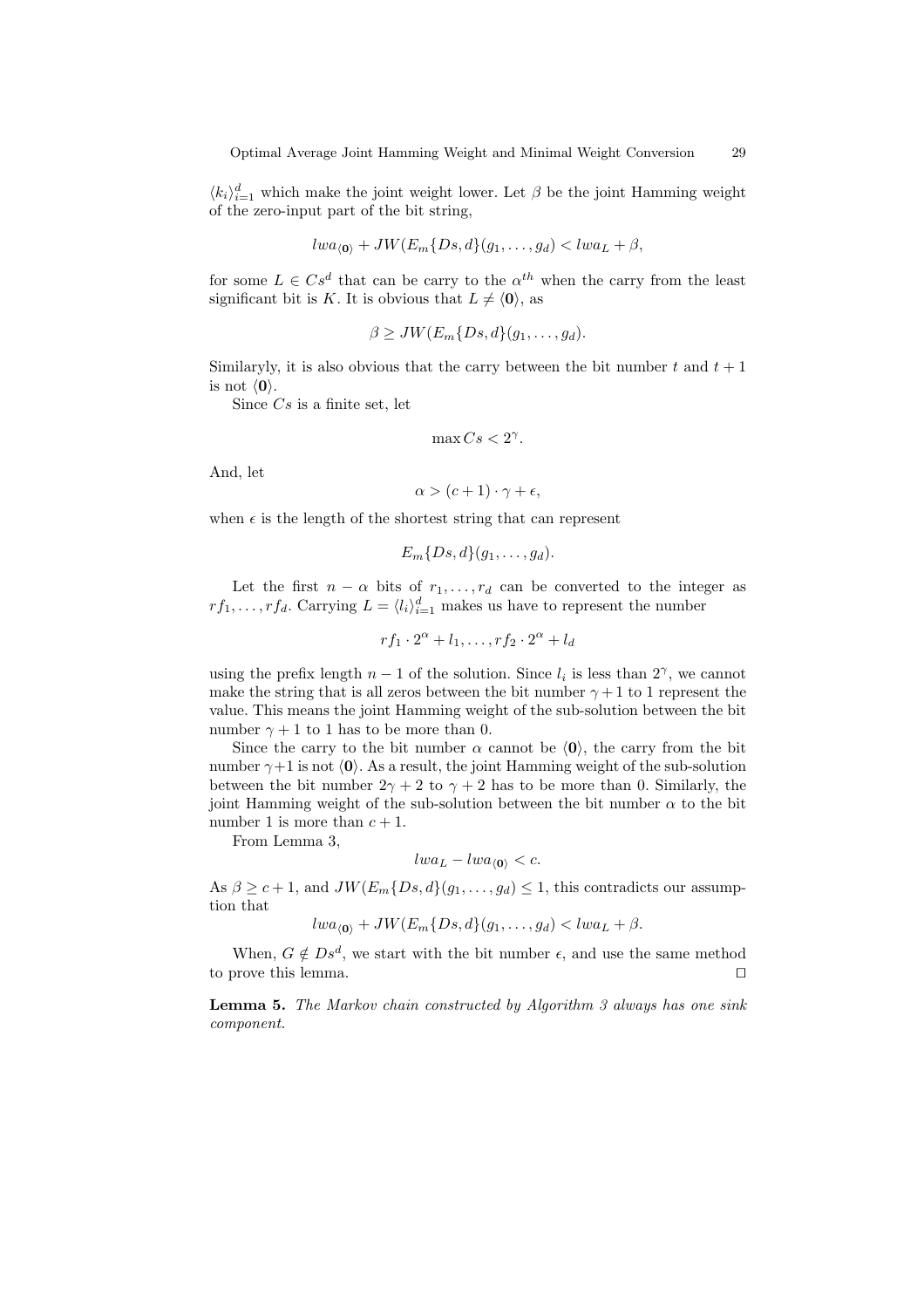$\langle k_i \rangle_{i=1}^{d}$ which make the joint weight lower. Let $\beta$ be the joint Hamming weight of the zero-input part of the bit string,

$$lwa_{\langle \mathbf{0} \rangle} + JW(E_m\{Ds, d\}(g_1, \ldots, g_d) < lwa_L + \beta,$$

for some $L \in Cs^d$ that can be carry to the $\alpha^{th}$ when the carry from the least significant bit is $K$. It is obvious that $L \neq \langle \mathbf{0} \rangle$, as

$$\beta \geq JW(E_m\{Ds, d\}(g_1, \ldots, g_d).$$

Similaryly, it is also obvious that the carry between the bit number $t$ and $t+1$ is not $\langle \mathbf{0} \rangle$.

Since $Cs$ is a finite set, let

$$\max Cs < 2^{\gamma}.$$

And, let

$$\alpha > (c+1) \cdot \gamma + \epsilon,$$

when $\epsilon$ is the length of the shortest string that can represent

$$E_m\{Ds, d\}(g_1, \ldots, g_d).$$

Let the first $n - \alpha$ bits of $r_1, \ldots, r_d$ can be converted to the integer as $rf_1, \ldots, rf_d$. Carrying $L = \langle l_i \rangle_{i=1}^{d}$ makes us have to represent the number

$$rf_1 \cdot 2^{\alpha} + l_1, \ldots, rf_2 \cdot 2^{\alpha} + l_d$$

using the prefix length $n-1$ of the solution. Since $l_i$ is less than $2^{\gamma}$, we cannot make the string that is all zeros between the bit number $\gamma + 1$ to 1 represent the value. This means the joint Hamming weight of the sub-solution between the bit number $\gamma + 1$ to 1 has to be more than 0.

Since the carry to the bit number $\alpha$ cannot be $\langle \mathbf{0} \rangle$, the carry from the bit number $\gamma+1$ is not $\langle \mathbf{0} \rangle$. As a result, the joint Hamming weight of the sub-solution between the bit number $2\gamma + 2$ to $\gamma + 2$ has to be more than 0. Similarly, the joint Hamming weight of the sub-solution between the bit number $\alpha$ to the bit number 1 is more than $c + 1$.

From Lemma 3,

$$lwa_L - lwa_{\langle \mathbf{0} \rangle} < c.$$

As $\beta \geq c+1$, and $JW(E_m\{Ds, d\}(g_1, \ldots, g_d) \leq 1$, this contradicts our assumption that

$$lwa_{\langle \mathbf{0} \rangle} + JW(E_m\{Ds, d\}(g_1, \ldots, g_d) < lwa_L + \beta.$$

When, $G \notin Ds^d$, we start with the bit number $\epsilon$, and use the same method to prove this lemma. □

**Lemma 5.** *The Markov chain constructed by Algorithm 3 always has one sink component.*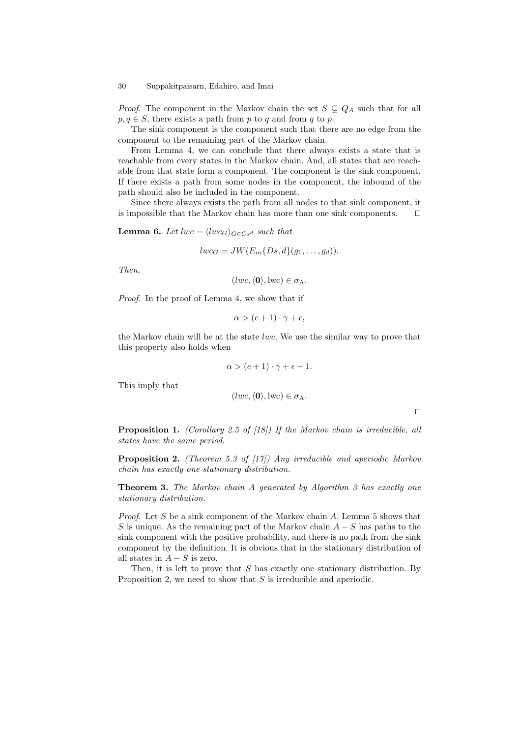*Proof.* The component in the Markov chain the set $S \subseteq Q_A$ such that for all $p, q \in S$, there exists a path from $p$ to $q$ and from $q$ to $p$.

The sink component is the component such that there are no edge from the component to the remaining part of the Markov chain.

From Lemma 4, we can conclude that there always exists a state that is reachable from every states in the Markov chain. And, all states that are reachable from that state form a component. The component is the sink component. If there exists a path from some nodes in the component, the inbound of the path should also be included in the component.

Since there always exists the path from all nodes to that sink component, it is impossible that the Markov chain has more than one sink components. □

**Lemma 6.** *Let* $lwc = \langle lwc_G \rangle_{G \in Cs^d}$ *such that*

$$lwc_G = JW(E_m\{Ds, d\}(g_1, \ldots, g_d)).$$

*Then,*

$$(lwc, \langle \mathbf{0} \rangle, \mathrm{lwc}) \in \sigma_{\mathrm{A}}.$$

*Proof.* In the proof of Lemma 4, we show that if

$$\alpha > (c+1) \cdot \gamma + \epsilon,$$

the Markov chain will be at the state $lwc$. We use the similar way to prove that this property also holds when

$$\alpha > (c+1) \cdot \gamma + \epsilon + 1.$$

This imply that

$$(lwc, \langle \mathbf{0} \rangle, \mathrm{lwc}) \in \sigma_{\mathrm{A}}.$$

□

**Proposition 1.** *(Corollary 2.5 of [18]) If the Markov chain is irreducible, all states have the same period.*

**Proposition 2.** *(Theorem 5.3 of [17]) Any irreducible and aperiodic Markov chain has exactly one stationary distribution.*

**Theorem 3.** *The Markov chain A generated by Algorithm 3 has exactly one stationary distribution.*

*Proof.* Let $S$ be a sink component of the Markov chain $A$. Lemma 5 shows that $S$ is unique. As the remaining part of the Markov chain $A - S$ has paths to the sink component with the positive probability, and there is no path from the sink component by the definition. It is obvious that in the stationary distribution of all states in $A - S$ is zero.

Then, it is left to prove that $S$ has exactly one stationary distribution. By Proposition 2, we need to show that $S$ is irreducible and aperiodic.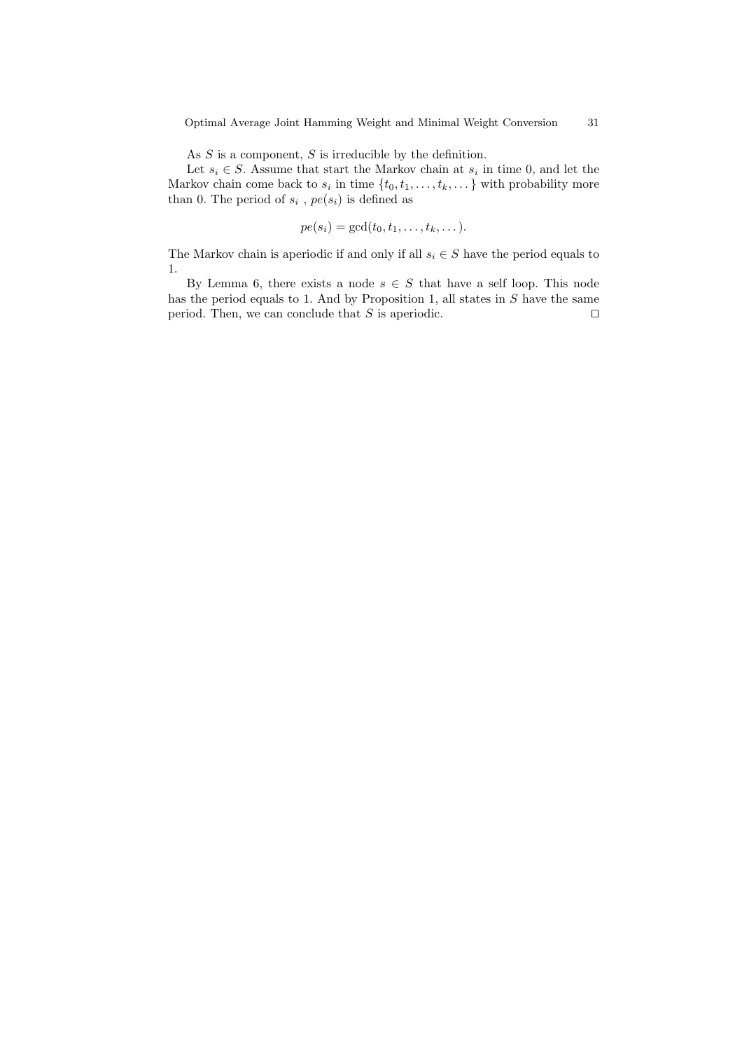As $S$ is a component, $S$ is irreducible by the definition.

Let $s_i \in S$. Assume that start the Markov chain at $s_i$ in time 0, and let the Markov chain come back to $s_i$ in time $\{t_0, t_1, \ldots, t_k, \ldots\}$ with probability more than 0. The period of $s_i$ , $pe(s_i)$ is defined as

$$pe(s_i) = \gcd(t_0, t_1, \ldots, t_k, \ldots).$$

The Markov chain is aperiodic if and only if all $s_i \in S$ have the period equals to 1.

By Lemma 6, there exists a node $s \in S$ that have a self loop. This node has the period equals to 1. And by Proposition 1, all states in $S$ have the same period. Then, we can conclude that $S$ is aperiodic. □